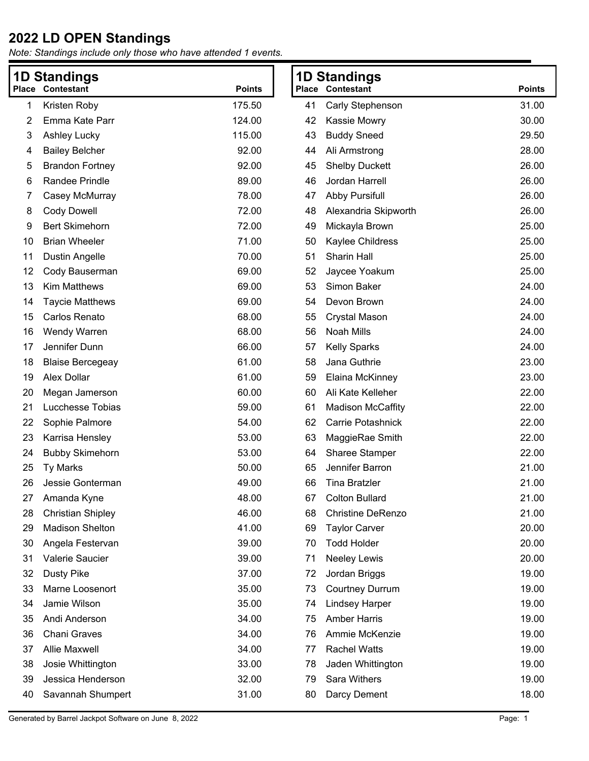# 2022 LD OPEN Standings

*Note: Standings include only those who have attended 1 events.*

## 1D Standings

| Place | Contestant | Points |
|---|---|---|
| 1 | Kristen Roby | 175.50 |
| 2 | Emma Kate Parr | 124.00 |
| 3 | Ashley Lucky | 115.00 |
| 4 | Bailey Belcher | 92.00 |
| 5 | Brandon Fortney | 92.00 |
| 6 | Randee Prindle | 89.00 |
| 7 | Casey McMurray | 78.00 |
| 8 | Cody Dowell | 72.00 |
| 9 | Bert Skimehorn | 72.00 |
| 10 | Brian Wheeler | 71.00 |
| 11 | Dustin Angelle | 70.00 |
| 12 | Cody Bauserman | 69.00 |
| 13 | Kim Matthews | 69.00 |
| 14 | Taycie Matthews | 69.00 |
| 15 | Carlos Renato | 68.00 |
| 16 | Wendy Warren | 68.00 |
| 17 | Jennifer Dunn | 66.00 |
| 18 | Blaise Bercegeay | 61.00 |
| 19 | Alex Dollar | 61.00 |
| 20 | Megan Jamerson | 60.00 |
| 21 | Lucchesse Tobias | 59.00 |
| 22 | Sophie Palmore | 54.00 |
| 23 | Karrisa Hensley | 53.00 |
| 24 | Bubby Skimehorn | 53.00 |
| 25 | Ty Marks | 50.00 |
| 26 | Jessie Gonterman | 49.00 |
| 27 | Amanda Kyne | 48.00 |
| 28 | Christian Shipley | 46.00 |
| 29 | Madison Shelton | 41.00 |
| 30 | Angela Festervan | 39.00 |
| 31 | Valerie Saucier | 39.00 |
| 32 | Dusty Pike | 37.00 |
| 33 | Marne Loosenort | 35.00 |
| 34 | Jamie Wilson | 35.00 |
| 35 | Andi Anderson | 34.00 |
| 36 | Chani Graves | 34.00 |
| 37 | Allie Maxwell | 34.00 |
| 38 | Josie Whittington | 33.00 |
| 39 | Jessica Henderson | 32.00 |
| 40 | Savannah Shumpert | 31.00 |
| 41 | Carly Stephenson | 31.00 |
| 42 | Kassie Mowry | 30.00 |
| 43 | Buddy Sneed | 29.50 |
| 44 | Ali Armstrong | 28.00 |
| 45 | Shelby Duckett | 26.00 |
| 46 | Jordan Harrell | 26.00 |
| 47 | Abby Pursifull | 26.00 |
| 48 | Alexandria Skipworth | 26.00 |
| 49 | Mickayla Brown | 25.00 |
| 50 | Kaylee Childress | 25.00 |
| 51 | Sharin Hall | 25.00 |
| 52 | Jaycee Yoakum | 25.00 |
| 53 | Simon Baker | 24.00 |
| 54 | Devon Brown | 24.00 |
| 55 | Crystal Mason | 24.00 |
| 56 | Noah Mills | 24.00 |
| 57 | Kelly Sparks | 24.00 |
| 58 | Jana Guthrie | 23.00 |
| 59 | Elaina McKinney | 23.00 |
| 60 | Ali Kate Kelleher | 22.00 |
| 61 | Madison McCaffity | 22.00 |
| 62 | Carrie Potashnick | 22.00 |
| 63 | MaggieRae Smith | 22.00 |
| 64 | Sharee Stamper | 22.00 |
| 65 | Jennifer Barron | 21.00 |
| 66 | Tina Bratzler | 21.00 |
| 67 | Colton Bullard | 21.00 |
| 68 | Christine DeRenzo | 21.00 |
| 69 | Taylor Carver | 20.00 |
| 70 | Todd Holder | 20.00 |
| 71 | Neeley Lewis | 20.00 |
| 72 | Jordan Briggs | 19.00 |
| 73 | Courtney Durrum | 19.00 |
| 74 | Lindsey Harper | 19.00 |
| 75 | Amber Harris | 19.00 |
| 76 | Ammie McKenzie | 19.00 |
| 77 | Rachel Watts | 19.00 |
| 78 | Jaden Whittington | 19.00 |
| 79 | Sara Withers | 19.00 |
| 80 | Darcy Dement | 18.00 |

Generated by Barrel Jackpot Software on June 8, 2022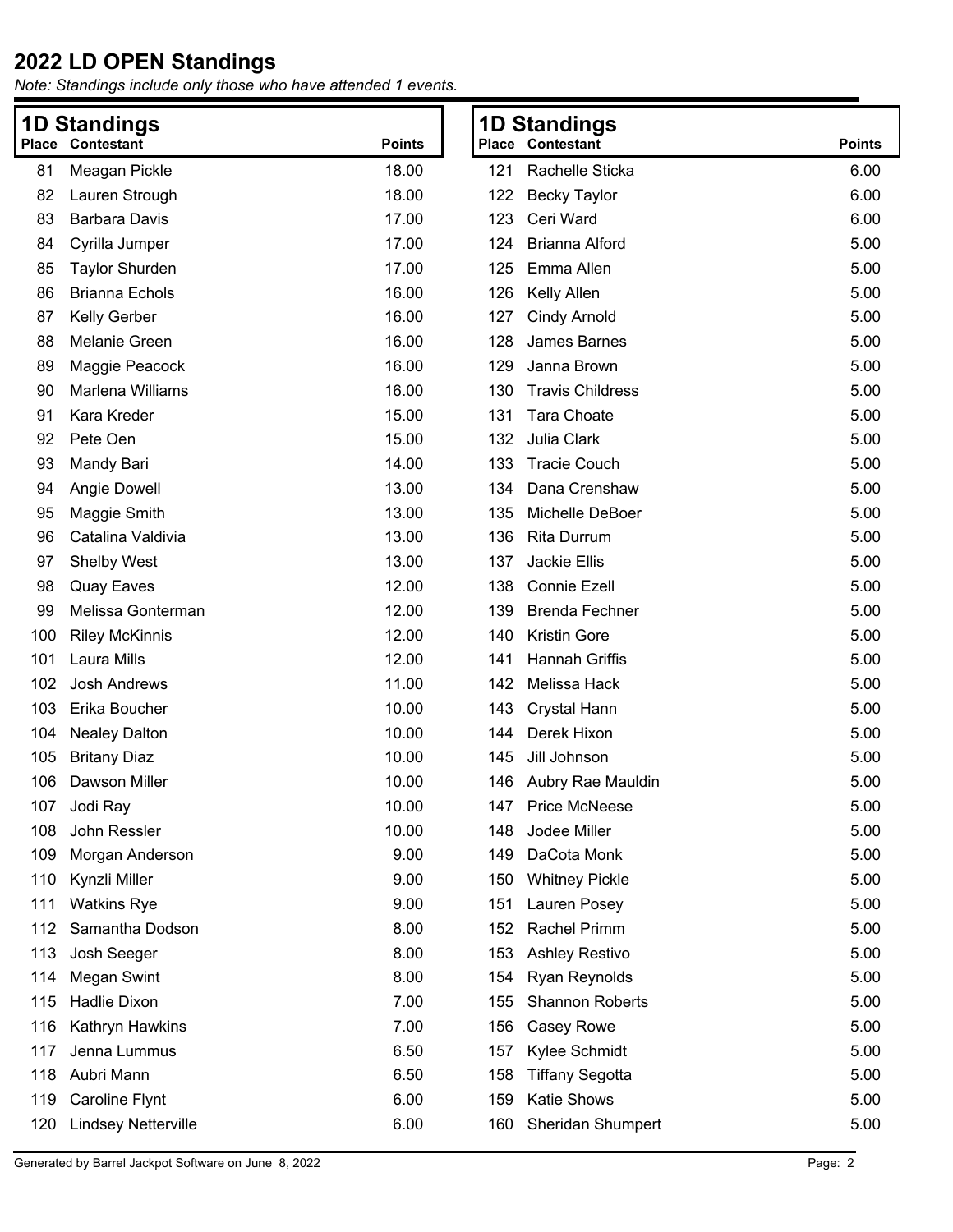## 2022 LD OPEN Standings

*Note: Standings include only those who have attended 1 events.*

### 1D Standings

| Place | Contestant | Points |
|---|---|---|
| 81 | Meagan Pickle | 18.00 |
| 82 | Lauren Strough | 18.00 |
| 83 | Barbara Davis | 17.00 |
| 84 | Cyrilla Jumper | 17.00 |
| 85 | Taylor Shurden | 17.00 |
| 86 | Brianna Echols | 16.00 |
| 87 | Kelly Gerber | 16.00 |
| 88 | Melanie Green | 16.00 |
| 89 | Maggie Peacock | 16.00 |
| 90 | Marlena Williams | 16.00 |
| 91 | Kara Kreder | 15.00 |
| 92 | Pete Oen | 15.00 |
| 93 | Mandy Bari | 14.00 |
| 94 | Angie Dowell | 13.00 |
| 95 | Maggie Smith | 13.00 |
| 96 | Catalina Valdivia | 13.00 |
| 97 | Shelby West | 13.00 |
| 98 | Quay Eaves | 12.00 |
| 99 | Melissa Gonterman | 12.00 |
| 100 | Riley McKinnis | 12.00 |
| 101 | Laura Mills | 12.00 |
| 102 | Josh Andrews | 11.00 |
| 103 | Erika Boucher | 10.00 |
| 104 | Nealey Dalton | 10.00 |
| 105 | Britany Diaz | 10.00 |
| 106 | Dawson Miller | 10.00 |
| 107 | Jodi Ray | 10.00 |
| 108 | John Ressler | 10.00 |
| 109 | Morgan Anderson | 9.00 |
| 110 | Kynzli Miller | 9.00 |
| 111 | Watkins Rye | 9.00 |
| 112 | Samantha Dodson | 8.00 |
| 113 | Josh Seeger | 8.00 |
| 114 | Megan Swint | 8.00 |
| 115 | Hadlie Dixon | 7.00 |
| 116 | Kathryn Hawkins | 7.00 |
| 117 | Jenna Lummus | 6.50 |
| 118 | Aubri Mann | 6.50 |
| 119 | Caroline Flynt | 6.00 |
| 120 | Lindsey Netterville | 6.00 |

### 1D Standings

| Place | Contestant | Points |
|---|---|---|
| 121 | Rachelle Sticka | 6.00 |
| 122 | Becky Taylor | 6.00 |
| 123 | Ceri Ward | 6.00 |
| 124 | Brianna Alford | 5.00 |
| 125 | Emma Allen | 5.00 |
| 126 | Kelly Allen | 5.00 |
| 127 | Cindy Arnold | 5.00 |
| 128 | James Barnes | 5.00 |
| 129 | Janna Brown | 5.00 |
| 130 | Travis Childress | 5.00 |
| 131 | Tara Choate | 5.00 |
| 132 | Julia Clark | 5.00 |
| 133 | Tracie Couch | 5.00 |
| 134 | Dana Crenshaw | 5.00 |
| 135 | Michelle DeBoer | 5.00 |
| 136 | Rita Durrum | 5.00 |
| 137 | Jackie Ellis | 5.00 |
| 138 | Connie Ezell | 5.00 |
| 139 | Brenda Fechner | 5.00 |
| 140 | Kristin Gore | 5.00 |
| 141 | Hannah Griffis | 5.00 |
| 142 | Melissa Hack | 5.00 |
| 143 | Crystal Hann | 5.00 |
| 144 | Derek Hixon | 5.00 |
| 145 | Jill Johnson | 5.00 |
| 146 | Aubry Rae Mauldin | 5.00 |
| 147 | Price McNeese | 5.00 |
| 148 | Jodee Miller | 5.00 |
| 149 | DaCota Monk | 5.00 |
| 150 | Whitney Pickle | 5.00 |
| 151 | Lauren Posey | 5.00 |
| 152 | Rachel Primm | 5.00 |
| 153 | Ashley Restivo | 5.00 |
| 154 | Ryan Reynolds | 5.00 |
| 155 | Shannon Roberts | 5.00 |
| 156 | Casey Rowe | 5.00 |
| 157 | Kylee Schmidt | 5.00 |
| 158 | Tiffany Segotta | 5.00 |
| 159 | Katie Shows | 5.00 |
| 160 | Sheridan Shumpert | 5.00 |

Generated by Barrel Jackpot Software on June 8, 2022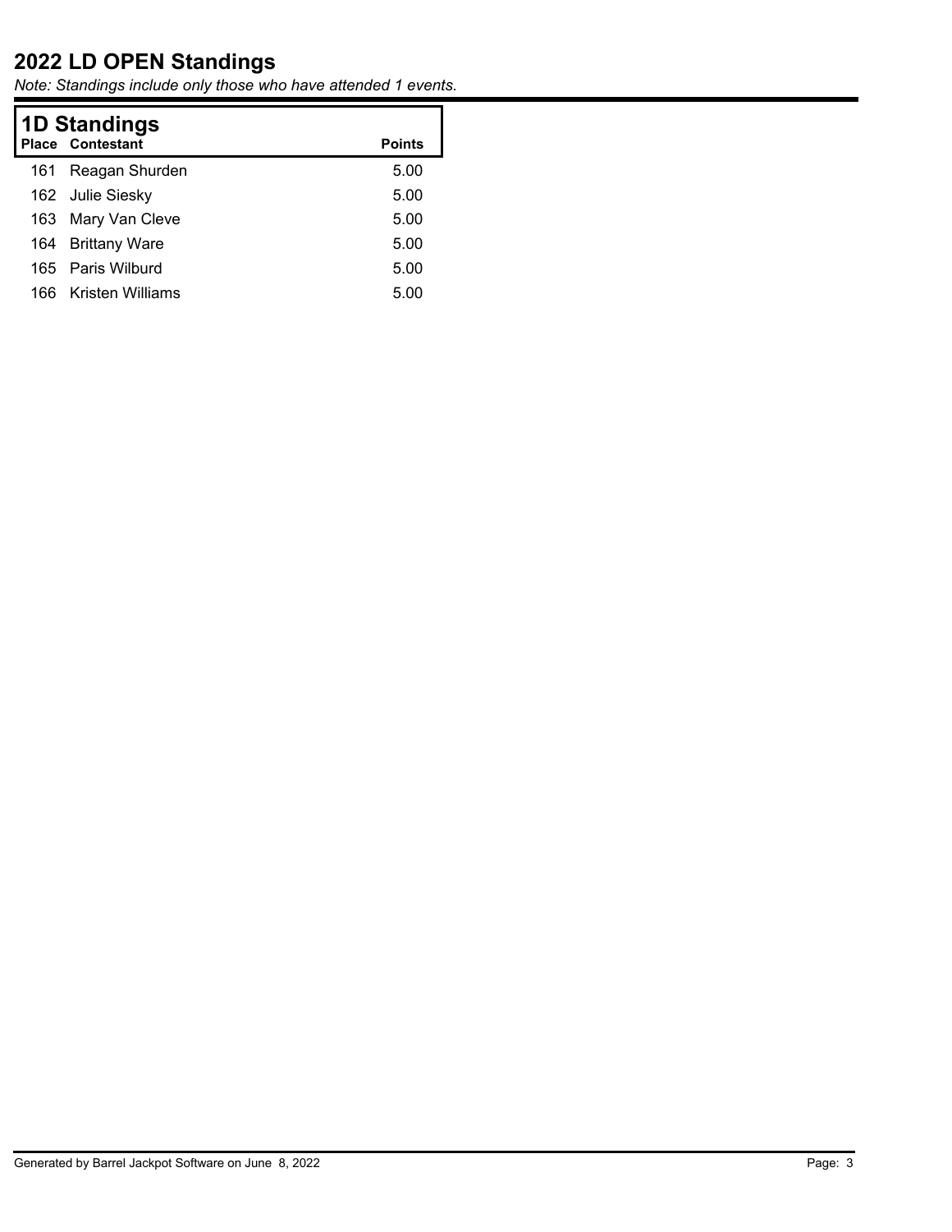# 2022 LD OPEN Standings

*Note: Standings include only those who have attended 1 events.*

## 1D Standings

| Place | Contestant | Points |
|---|---|---|
| 161 | Reagan Shurden | 5.00 |
| 162 | Julie Siesky | 5.00 |
| 163 | Mary Van Cleve | 5.00 |
| 164 | Brittany Ware | 5.00 |
| 165 | Paris Wilburd | 5.00 |
| 166 | Kristen Williams | 5.00 |

Generated by Barrel Jackpot Software on June 8, 2022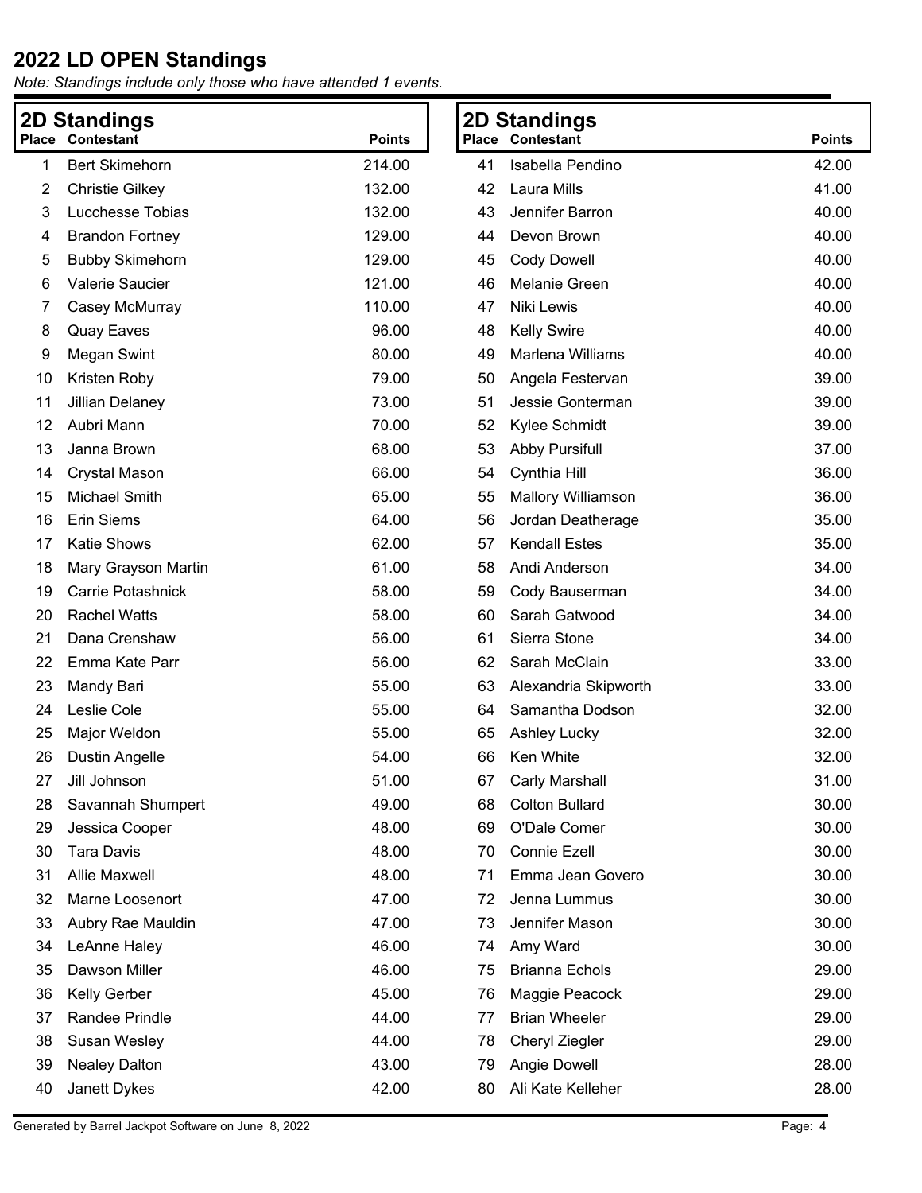# 2022 LD OPEN Standings

*Note: Standings include only those who have attended 1 events.*

## 2D Standings

| Place | Contestant | Points |
|---|---|---|
| 1 | Bert Skimehorn | 214.00 |
| 2 | Christie Gilkey | 132.00 |
| 3 | Lucchesse Tobias | 132.00 |
| 4 | Brandon Fortney | 129.00 |
| 5 | Bubby Skimehorn | 129.00 |
| 6 | Valerie Saucier | 121.00 |
| 7 | Casey McMurray | 110.00 |
| 8 | Quay Eaves | 96.00 |
| 9 | Megan Swint | 80.00 |
| 10 | Kristen Roby | 79.00 |
| 11 | Jillian Delaney | 73.00 |
| 12 | Aubri Mann | 70.00 |
| 13 | Janna Brown | 68.00 |
| 14 | Crystal Mason | 66.00 |
| 15 | Michael Smith | 65.00 |
| 16 | Erin Siems | 64.00 |
| 17 | Katie Shows | 62.00 |
| 18 | Mary Grayson Martin | 61.00 |
| 19 | Carrie Potashnick | 58.00 |
| 20 | Rachel Watts | 58.00 |
| 21 | Dana Crenshaw | 56.00 |
| 22 | Emma Kate Parr | 56.00 |
| 23 | Mandy Bari | 55.00 |
| 24 | Leslie Cole | 55.00 |
| 25 | Major Weldon | 55.00 |
| 26 | Dustin Angelle | 54.00 |
| 27 | Jill Johnson | 51.00 |
| 28 | Savannah Shumpert | 49.00 |
| 29 | Jessica Cooper | 48.00 |
| 30 | Tara Davis | 48.00 |
| 31 | Allie Maxwell | 48.00 |
| 32 | Marne Loosenort | 47.00 |
| 33 | Aubry Rae Mauldin | 47.00 |
| 34 | LeAnne Haley | 46.00 |
| 35 | Dawson Miller | 46.00 |
| 36 | Kelly Gerber | 45.00 |
| 37 | Randee Prindle | 44.00 |
| 38 | Susan Wesley | 44.00 |
| 39 | Nealey Dalton | 43.00 |
| 40 | Janett Dykes | 42.00 |
| 41 | Isabella Pendino | 42.00 |
| 42 | Laura Mills | 41.00 |
| 43 | Jennifer Barron | 40.00 |
| 44 | Devon Brown | 40.00 |
| 45 | Cody Dowell | 40.00 |
| 46 | Melanie Green | 40.00 |
| 47 | Niki Lewis | 40.00 |
| 48 | Kelly Swire | 40.00 |
| 49 | Marlena Williams | 40.00 |
| 50 | Angela Festervan | 39.00 |
| 51 | Jessie Gonterman | 39.00 |
| 52 | Kylee Schmidt | 39.00 |
| 53 | Abby Pursifull | 37.00 |
| 54 | Cynthia Hill | 36.00 |
| 55 | Mallory Williamson | 36.00 |
| 56 | Jordan Deatherage | 35.00 |
| 57 | Kendall Estes | 35.00 |
| 58 | Andi Anderson | 34.00 |
| 59 | Cody Bauserman | 34.00 |
| 60 | Sarah Gatwood | 34.00 |
| 61 | Sierra Stone | 34.00 |
| 62 | Sarah McClain | 33.00 |
| 63 | Alexandria Skipworth | 33.00 |
| 64 | Samantha Dodson | 32.00 |
| 65 | Ashley Lucky | 32.00 |
| 66 | Ken White | 32.00 |
| 67 | Carly Marshall | 31.00 |
| 68 | Colton Bullard | 30.00 |
| 69 | O'Dale Comer | 30.00 |
| 70 | Connie Ezell | 30.00 |
| 71 | Emma Jean Govero | 30.00 |
| 72 | Jenna Lummus | 30.00 |
| 73 | Jennifer Mason | 30.00 |
| 74 | Amy Ward | 30.00 |
| 75 | Brianna Echols | 29.00 |
| 76 | Maggie Peacock | 29.00 |
| 77 | Brian Wheeler | 29.00 |
| 78 | Cheryl Ziegler | 29.00 |
| 79 | Angie Dowell | 28.00 |
| 80 | Ali Kate Kelleher | 28.00 |

Generated by Barrel Jackpot Software on June 8, 2022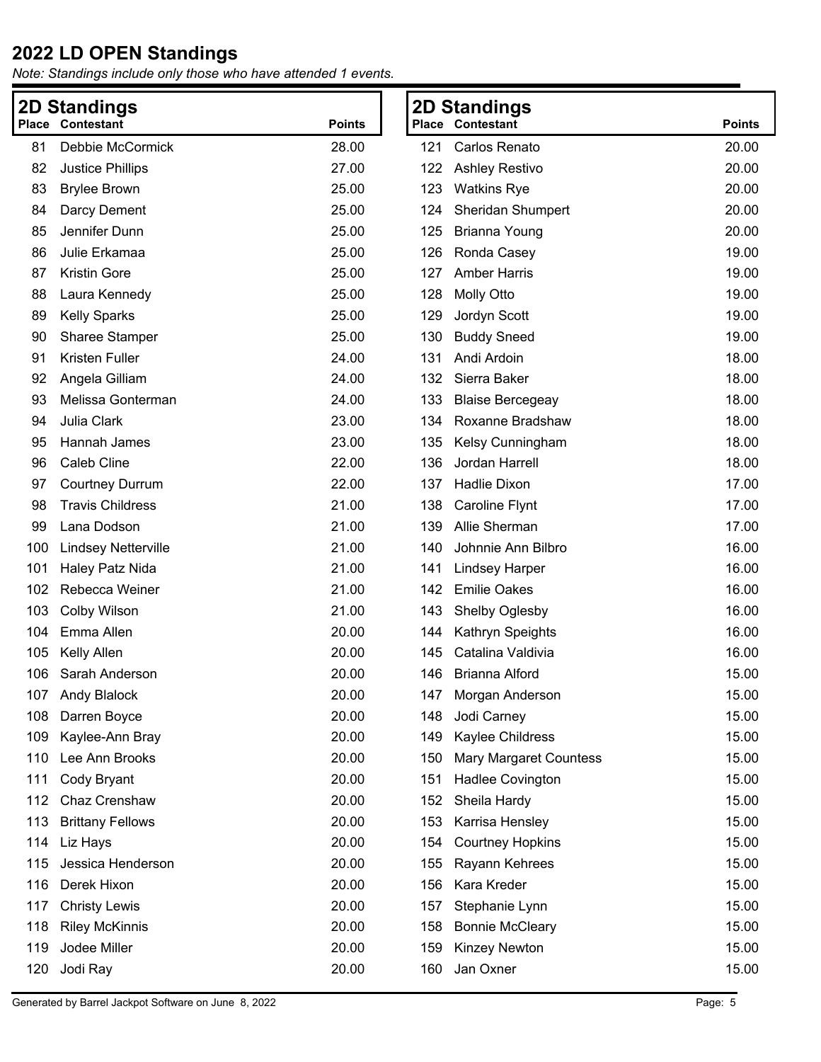# 2022 LD OPEN Standings

*Note: Standings include only those who have attended 1 events.*

## 2D Standings

| Place | Contestant | Points |
|---|---|---|
| 81 | Debbie McCormick | 28.00 |
| 82 | Justice Phillips | 27.00 |
| 83 | Brylee Brown | 25.00 |
| 84 | Darcy Dement | 25.00 |
| 85 | Jennifer Dunn | 25.00 |
| 86 | Julie Erkamaa | 25.00 |
| 87 | Kristin Gore | 25.00 |
| 88 | Laura Kennedy | 25.00 |
| 89 | Kelly Sparks | 25.00 |
| 90 | Sharee Stamper | 25.00 |
| 91 | Kristen Fuller | 24.00 |
| 92 | Angela Gilliam | 24.00 |
| 93 | Melissa Gonterman | 24.00 |
| 94 | Julia Clark | 23.00 |
| 95 | Hannah James | 23.00 |
| 96 | Caleb Cline | 22.00 |
| 97 | Courtney Durrum | 22.00 |
| 98 | Travis Childress | 21.00 |
| 99 | Lana Dodson | 21.00 |
| 100 | Lindsey Netterville | 21.00 |
| 101 | Haley Patz Nida | 21.00 |
| 102 | Rebecca Weiner | 21.00 |
| 103 | Colby Wilson | 21.00 |
| 104 | Emma Allen | 20.00 |
| 105 | Kelly Allen | 20.00 |
| 106 | Sarah Anderson | 20.00 |
| 107 | Andy Blalock | 20.00 |
| 108 | Darren Boyce | 20.00 |
| 109 | Kaylee-Ann Bray | 20.00 |
| 110 | Lee Ann Brooks | 20.00 |
| 111 | Cody Bryant | 20.00 |
| 112 | Chaz Crenshaw | 20.00 |
| 113 | Brittany Fellows | 20.00 |
| 114 | Liz Hays | 20.00 |
| 115 | Jessica Henderson | 20.00 |
| 116 | Derek Hixon | 20.00 |
| 117 | Christy Lewis | 20.00 |
| 118 | Riley McKinnis | 20.00 |
| 119 | Jodee Miller | 20.00 |
| 120 | Jodi Ray | 20.00 |

## 2D Standings

| Place | Contestant | Points |
|---|---|---|
| 121 | Carlos Renato | 20.00 |
| 122 | Ashley Restivo | 20.00 |
| 123 | Watkins Rye | 20.00 |
| 124 | Sheridan Shumpert | 20.00 |
| 125 | Brianna Young | 20.00 |
| 126 | Ronda Casey | 19.00 |
| 127 | Amber Harris | 19.00 |
| 128 | Molly Otto | 19.00 |
| 129 | Jordyn Scott | 19.00 |
| 130 | Buddy Sneed | 19.00 |
| 131 | Andi Ardoin | 18.00 |
| 132 | Sierra Baker | 18.00 |
| 133 | Blaise Bercegeay | 18.00 |
| 134 | Roxanne Bradshaw | 18.00 |
| 135 | Kelsy Cunningham | 18.00 |
| 136 | Jordan Harrell | 18.00 |
| 137 | Hadlie Dixon | 17.00 |
| 138 | Caroline Flynt | 17.00 |
| 139 | Allie Sherman | 17.00 |
| 140 | Johnnie Ann Bilbro | 16.00 |
| 141 | Lindsey Harper | 16.00 |
| 142 | Emilie Oakes | 16.00 |
| 143 | Shelby Oglesby | 16.00 |
| 144 | Kathryn Speights | 16.00 |
| 145 | Catalina Valdivia | 16.00 |
| 146 | Brianna Alford | 15.00 |
| 147 | Morgan Anderson | 15.00 |
| 148 | Jodi Carney | 15.00 |
| 149 | Kaylee Childress | 15.00 |
| 150 | Mary Margaret Countess | 15.00 |
| 151 | Hadlee Covington | 15.00 |
| 152 | Sheila Hardy | 15.00 |
| 153 | Karrisa Hensley | 15.00 |
| 154 | Courtney Hopkins | 15.00 |
| 155 | Rayann Kehrees | 15.00 |
| 156 | Kara Kreder | 15.00 |
| 157 | Stephanie Lynn | 15.00 |
| 158 | Bonnie McCleary | 15.00 |
| 159 | Kinzey Newton | 15.00 |
| 160 | Jan Oxner | 15.00 |

Generated by Barrel Jackpot Software on June 8, 2022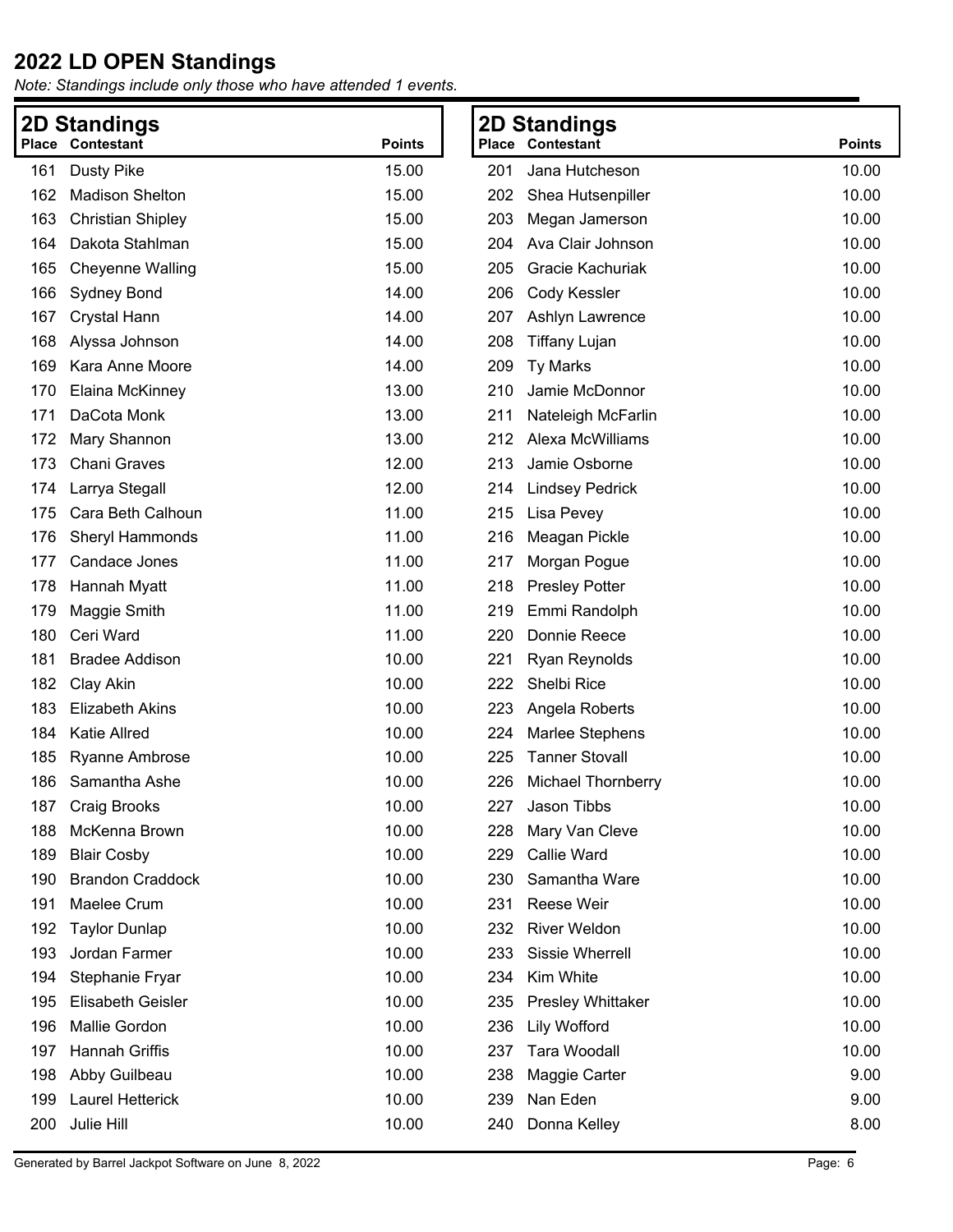# 2022 LD OPEN Standings

*Note: Standings include only those who have attended 1 events.*

## 2D Standings

| Place | Contestant | Points |
|---|---|---|
| 161 | Dusty Pike | 15.00 |
| 162 | Madison Shelton | 15.00 |
| 163 | Christian Shipley | 15.00 |
| 164 | Dakota Stahlman | 15.00 |
| 165 | Cheyenne Walling | 15.00 |
| 166 | Sydney Bond | 14.00 |
| 167 | Crystal Hann | 14.00 |
| 168 | Alyssa Johnson | 14.00 |
| 169 | Kara Anne Moore | 14.00 |
| 170 | Elaina McKinney | 13.00 |
| 171 | DaCota Monk | 13.00 |
| 172 | Mary Shannon | 13.00 |
| 173 | Chani Graves | 12.00 |
| 174 | Larrya Stegall | 12.00 |
| 175 | Cara Beth Calhoun | 11.00 |
| 176 | Sheryl Hammonds | 11.00 |
| 177 | Candace Jones | 11.00 |
| 178 | Hannah Myatt | 11.00 |
| 179 | Maggie Smith | 11.00 |
| 180 | Ceri Ward | 11.00 |
| 181 | Bradee Addison | 10.00 |
| 182 | Clay Akin | 10.00 |
| 183 | Elizabeth Akins | 10.00 |
| 184 | Katie Allred | 10.00 |
| 185 | Ryanne Ambrose | 10.00 |
| 186 | Samantha Ashe | 10.00 |
| 187 | Craig Brooks | 10.00 |
| 188 | McKenna Brown | 10.00 |
| 189 | Blair Cosby | 10.00 |
| 190 | Brandon Craddock | 10.00 |
| 191 | Maelee Crum | 10.00 |
| 192 | Taylor Dunlap | 10.00 |
| 193 | Jordan Farmer | 10.00 |
| 194 | Stephanie Fryar | 10.00 |
| 195 | Elisabeth Geisler | 10.00 |
| 196 | Mallie Gordon | 10.00 |
| 197 | Hannah Griffis | 10.00 |
| 198 | Abby Guilbeau | 10.00 |
| 199 | Laurel Hetterick | 10.00 |
| 200 | Julie Hill | 10.00 |
| 201 | Jana Hutcheson | 10.00 |
| 202 | Shea Hutsenpiller | 10.00 |
| 203 | Megan Jamerson | 10.00 |
| 204 | Ava Clair Johnson | 10.00 |
| 205 | Gracie Kachuriak | 10.00 |
| 206 | Cody Kessler | 10.00 |
| 207 | Ashlyn Lawrence | 10.00 |
| 208 | Tiffany Lujan | 10.00 |
| 209 | Ty Marks | 10.00 |
| 210 | Jamie McDonnor | 10.00 |
| 211 | Nateleigh McFarlin | 10.00 |
| 212 | Alexa McWilliams | 10.00 |
| 213 | Jamie Osborne | 10.00 |
| 214 | Lindsey Pedrick | 10.00 |
| 215 | Lisa Pevey | 10.00 |
| 216 | Meagan Pickle | 10.00 |
| 217 | Morgan Pogue | 10.00 |
| 218 | Presley Potter | 10.00 |
| 219 | Emmi Randolph | 10.00 |
| 220 | Donnie Reece | 10.00 |
| 221 | Ryan Reynolds | 10.00 |
| 222 | Shelbi Rice | 10.00 |
| 223 | Angela Roberts | 10.00 |
| 224 | Marlee Stephens | 10.00 |
| 225 | Tanner Stovall | 10.00 |
| 226 | Michael Thornberry | 10.00 |
| 227 | Jason Tibbs | 10.00 |
| 228 | Mary Van Cleve | 10.00 |
| 229 | Callie Ward | 10.00 |
| 230 | Samantha Ware | 10.00 |
| 231 | Reese Weir | 10.00 |
| 232 | River Weldon | 10.00 |
| 233 | Sissie Wherrell | 10.00 |
| 234 | Kim White | 10.00 |
| 235 | Presley Whittaker | 10.00 |
| 236 | Lily Wofford | 10.00 |
| 237 | Tara Woodall | 10.00 |
| 238 | Maggie Carter | 9.00 |
| 239 | Nan Eden | 9.00 |
| 240 | Donna Kelley | 8.00 |

Generated by Barrel Jackpot Software on June 8, 2022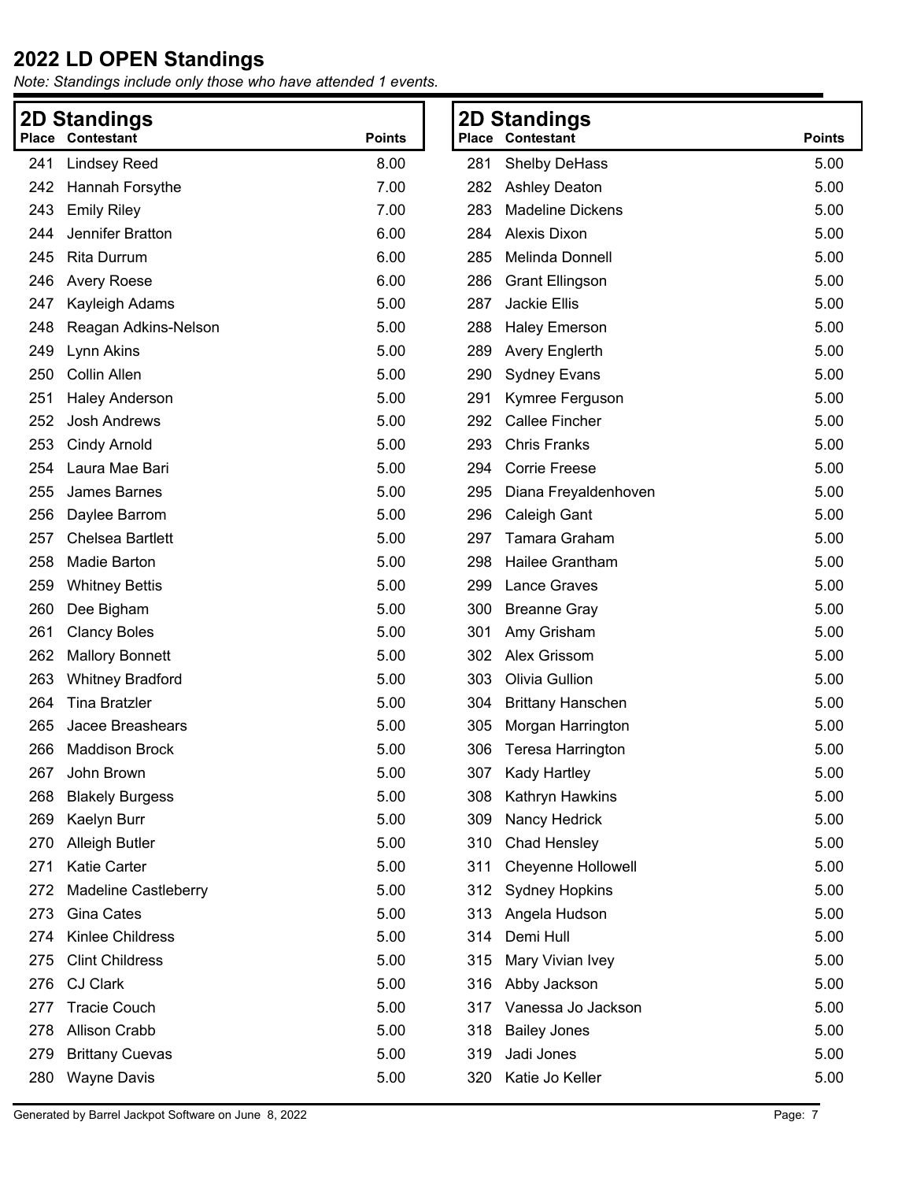# 2022 LD OPEN Standings

*Note: Standings include only those who have attended 1 events.*

## 2D Standings

| Place | Contestant | Points |
|---|---|---|
| 241 | Lindsey Reed | 8.00 |
| 242 | Hannah Forsythe | 7.00 |
| 243 | Emily Riley | 7.00 |
| 244 | Jennifer Bratton | 6.00 |
| 245 | Rita Durrum | 6.00 |
| 246 | Avery Roese | 6.00 |
| 247 | Kayleigh Adams | 5.00 |
| 248 | Reagan Adkins-Nelson | 5.00 |
| 249 | Lynn Akins | 5.00 |
| 250 | Collin Allen | 5.00 |
| 251 | Haley Anderson | 5.00 |
| 252 | Josh Andrews | 5.00 |
| 253 | Cindy Arnold | 5.00 |
| 254 | Laura Mae Bari | 5.00 |
| 255 | James Barnes | 5.00 |
| 256 | Daylee Barrom | 5.00 |
| 257 | Chelsea Bartlett | 5.00 |
| 258 | Madie Barton | 5.00 |
| 259 | Whitney Bettis | 5.00 |
| 260 | Dee Bigham | 5.00 |
| 261 | Clancy Boles | 5.00 |
| 262 | Mallory Bonnett | 5.00 |
| 263 | Whitney Bradford | 5.00 |
| 264 | Tina Bratzler | 5.00 |
| 265 | Jacee Breashears | 5.00 |
| 266 | Maddison Brock | 5.00 |
| 267 | John Brown | 5.00 |
| 268 | Blakely Burgess | 5.00 |
| 269 | Kaelyn Burr | 5.00 |
| 270 | Alleigh Butler | 5.00 |
| 271 | Katie Carter | 5.00 |
| 272 | Madeline Castleberry | 5.00 |
| 273 | Gina Cates | 5.00 |
| 274 | Kinlee Childress | 5.00 |
| 275 | Clint Childress | 5.00 |
| 276 | CJ Clark | 5.00 |
| 277 | Tracie Couch | 5.00 |
| 278 | Allison Crabb | 5.00 |
| 279 | Brittany Cuevas | 5.00 |
| 280 | Wayne Davis | 5.00 |
| 281 | Shelby DeHass | 5.00 |
| 282 | Ashley Deaton | 5.00 |
| 283 | Madeline Dickens | 5.00 |
| 284 | Alexis Dixon | 5.00 |
| 285 | Melinda Donnell | 5.00 |
| 286 | Grant Ellingson | 5.00 |
| 287 | Jackie Ellis | 5.00 |
| 288 | Haley Emerson | 5.00 |
| 289 | Avery Englerth | 5.00 |
| 290 | Sydney Evans | 5.00 |
| 291 | Kymree Ferguson | 5.00 |
| 292 | Callee Fincher | 5.00 |
| 293 | Chris Franks | 5.00 |
| 294 | Corrie Freese | 5.00 |
| 295 | Diana Freyaldenhoven | 5.00 |
| 296 | Caleigh Gant | 5.00 |
| 297 | Tamara Graham | 5.00 |
| 298 | Hailee Grantham | 5.00 |
| 299 | Lance Graves | 5.00 |
| 300 | Breanne Gray | 5.00 |
| 301 | Amy Grisham | 5.00 |
| 302 | Alex Grissom | 5.00 |
| 303 | Olivia Gullion | 5.00 |
| 304 | Brittany Hanschen | 5.00 |
| 305 | Morgan Harrington | 5.00 |
| 306 | Teresa Harrington | 5.00 |
| 307 | Kady Hartley | 5.00 |
| 308 | Kathryn Hawkins | 5.00 |
| 309 | Nancy Hedrick | 5.00 |
| 310 | Chad Hensley | 5.00 |
| 311 | Cheyenne Hollowell | 5.00 |
| 312 | Sydney Hopkins | 5.00 |
| 313 | Angela Hudson | 5.00 |
| 314 | Demi Hull | 5.00 |
| 315 | Mary Vivian Ivey | 5.00 |
| 316 | Abby Jackson | 5.00 |
| 317 | Vanessa Jo Jackson | 5.00 |
| 318 | Bailey Jones | 5.00 |
| 319 | Jadi Jones | 5.00 |
| 320 | Katie Jo Keller | 5.00 |

Generated by Barrel Jackpot Software on June 8, 2022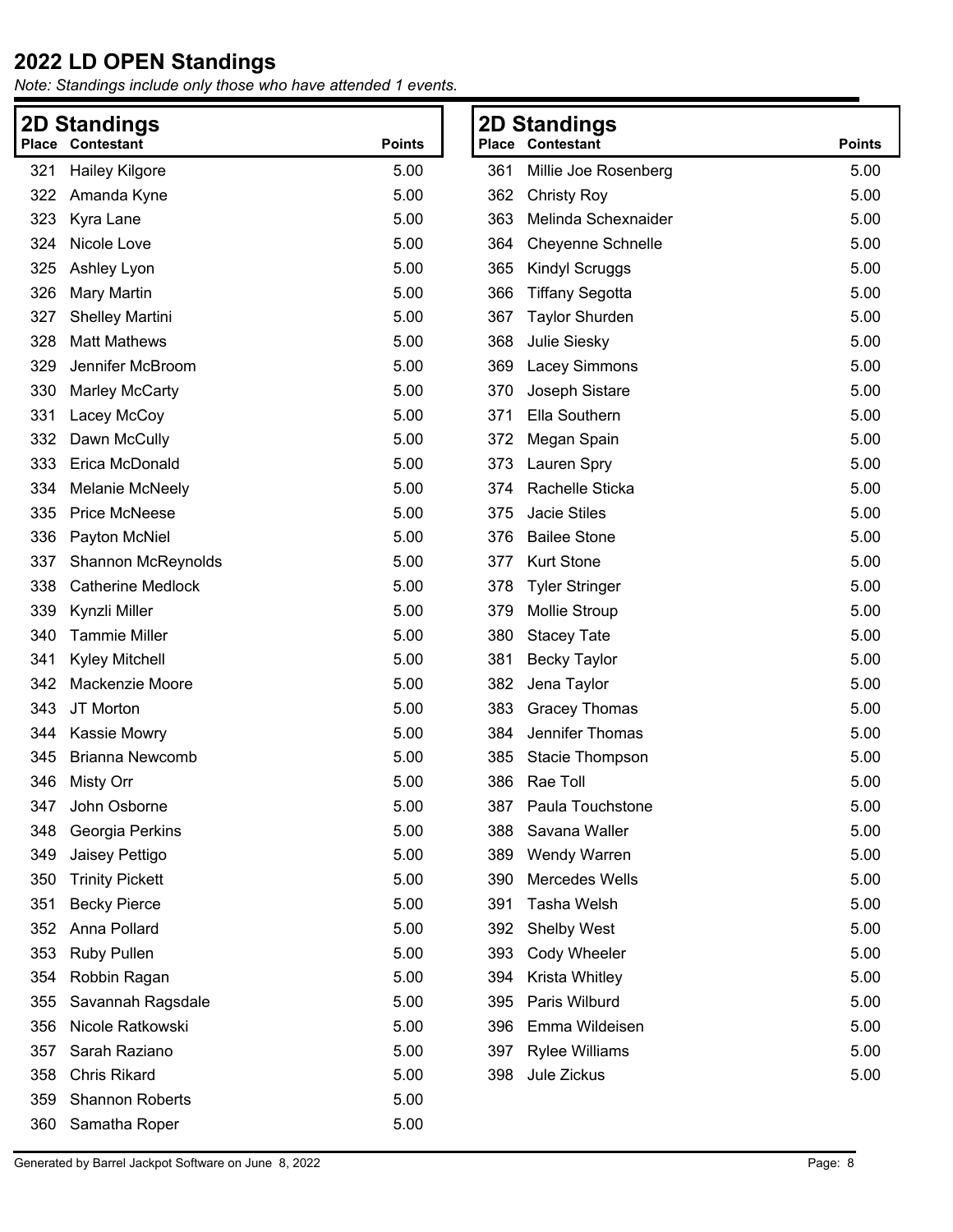# 2022 LD OPEN Standings

*Note: Standings include only those who have attended 1 events.*

## 2D Standings

| Place | Contestant | Points |
|---|---|---|
| 321 | Hailey Kilgore | 5.00 |
| 322 | Amanda Kyne | 5.00 |
| 323 | Kyra Lane | 5.00 |
| 324 | Nicole Love | 5.00 |
| 325 | Ashley Lyon | 5.00 |
| 326 | Mary Martin | 5.00 |
| 327 | Shelley Martini | 5.00 |
| 328 | Matt Mathews | 5.00 |
| 329 | Jennifer McBroom | 5.00 |
| 330 | Marley McCarty | 5.00 |
| 331 | Lacey McCoy | 5.00 |
| 332 | Dawn McCully | 5.00 |
| 333 | Erica McDonald | 5.00 |
| 334 | Melanie McNeely | 5.00 |
| 335 | Price McNeese | 5.00 |
| 336 | Payton McNiel | 5.00 |
| 337 | Shannon McReynolds | 5.00 |
| 338 | Catherine Medlock | 5.00 |
| 339 | Kynzli Miller | 5.00 |
| 340 | Tammie Miller | 5.00 |
| 341 | Kyley Mitchell | 5.00 |
| 342 | Mackenzie Moore | 5.00 |
| 343 | JT Morton | 5.00 |
| 344 | Kassie Mowry | 5.00 |
| 345 | Brianna Newcomb | 5.00 |
| 346 | Misty Orr | 5.00 |
| 347 | John Osborne | 5.00 |
| 348 | Georgia Perkins | 5.00 |
| 349 | Jaisey Pettigo | 5.00 |
| 350 | Trinity Pickett | 5.00 |
| 351 | Becky Pierce | 5.00 |
| 352 | Anna Pollard | 5.00 |
| 353 | Ruby Pullen | 5.00 |
| 354 | Robbin Ragan | 5.00 |
| 355 | Savannah Ragsdale | 5.00 |
| 356 | Nicole Ratkowski | 5.00 |
| 357 | Sarah Raziano | 5.00 |
| 358 | Chris Rikard | 5.00 |
| 359 | Shannon Roberts | 5.00 |
| 360 | Samatha Roper | 5.00 |
| 361 | Millie Joe Rosenberg | 5.00 |
| 362 | Christy Roy | 5.00 |
| 363 | Melinda Schexnaider | 5.00 |
| 364 | Cheyenne Schnelle | 5.00 |
| 365 | Kindyl Scruggs | 5.00 |
| 366 | Tiffany Segotta | 5.00 |
| 367 | Taylor Shurden | 5.00 |
| 368 | Julie Siesky | 5.00 |
| 369 | Lacey Simmons | 5.00 |
| 370 | Joseph Sistare | 5.00 |
| 371 | Ella Southern | 5.00 |
| 372 | Megan Spain | 5.00 |
| 373 | Lauren Spry | 5.00 |
| 374 | Rachelle Sticka | 5.00 |
| 375 | Jacie Stiles | 5.00 |
| 376 | Bailee Stone | 5.00 |
| 377 | Kurt Stone | 5.00 |
| 378 | Tyler Stringer | 5.00 |
| 379 | Mollie Stroup | 5.00 |
| 380 | Stacey Tate | 5.00 |
| 381 | Becky Taylor | 5.00 |
| 382 | Jena Taylor | 5.00 |
| 383 | Gracey Thomas | 5.00 |
| 384 | Jennifer Thomas | 5.00 |
| 385 | Stacie Thompson | 5.00 |
| 386 | Rae Toll | 5.00 |
| 387 | Paula Touchstone | 5.00 |
| 388 | Savana Waller | 5.00 |
| 389 | Wendy Warren | 5.00 |
| 390 | Mercedes Wells | 5.00 |
| 391 | Tasha Welsh | 5.00 |
| 392 | Shelby West | 5.00 |
| 393 | Cody Wheeler | 5.00 |
| 394 | Krista Whitley | 5.00 |
| 395 | Paris Wilburd | 5.00 |
| 396 | Emma Wildeisen | 5.00 |
| 397 | Rylee Williams | 5.00 |
| 398 | Jule Zickus | 5.00 |

Generated by Barrel Jackpot Software on June 8, 2022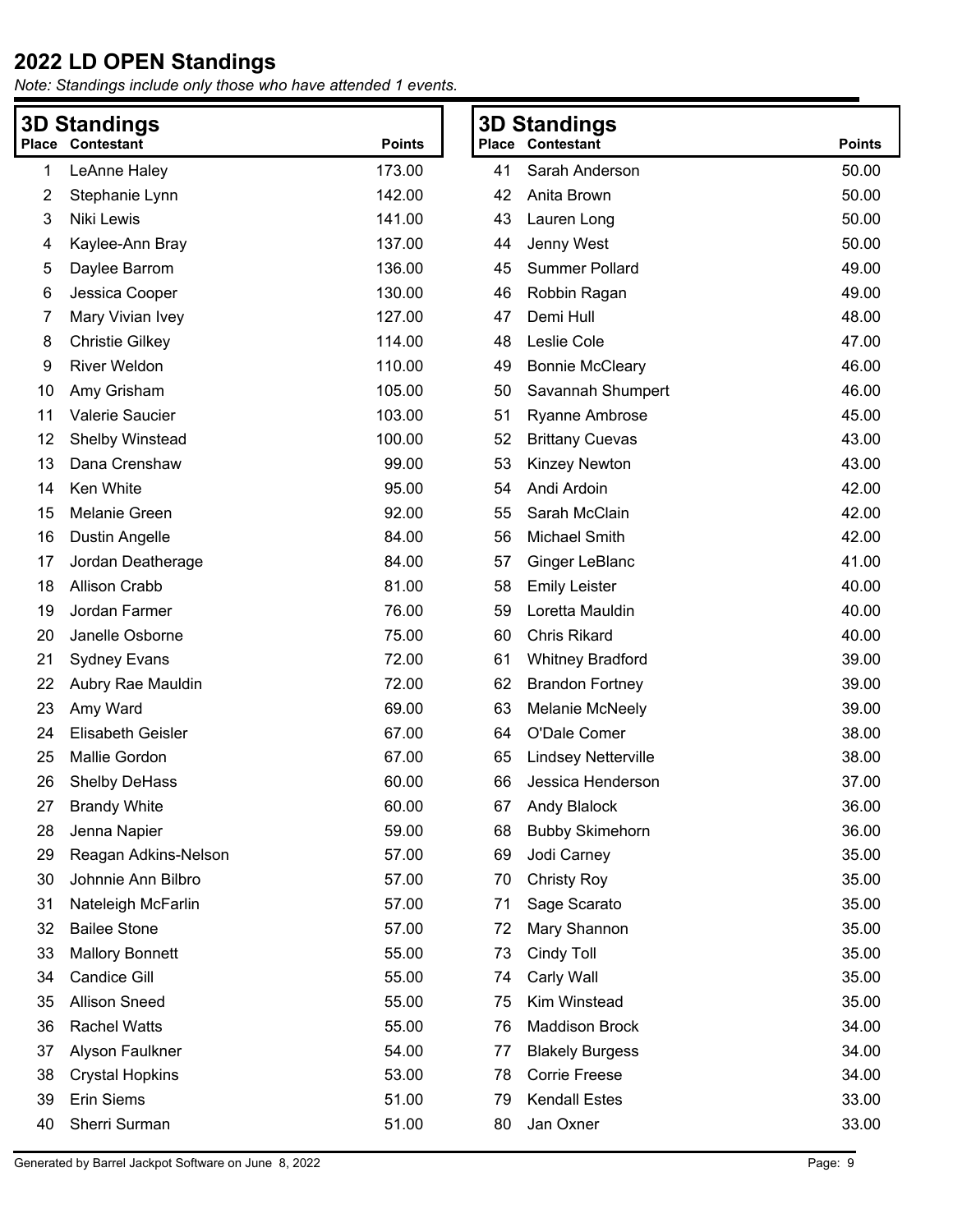# 2022 LD OPEN Standings

*Note: Standings include only those who have attended 1 events.*

## 3D Standings

| Place | Contestant | Points |
|---|---|---|
| 1 | LeAnne Haley | 173.00 |
| 2 | Stephanie Lynn | 142.00 |
| 3 | Niki Lewis | 141.00 |
| 4 | Kaylee-Ann Bray | 137.00 |
| 5 | Daylee Barrom | 136.00 |
| 6 | Jessica Cooper | 130.00 |
| 7 | Mary Vivian Ivey | 127.00 |
| 8 | Christie Gilkey | 114.00 |
| 9 | River Weldon | 110.00 |
| 10 | Amy Grisham | 105.00 |
| 11 | Valerie Saucier | 103.00 |
| 12 | Shelby Winstead | 100.00 |
| 13 | Dana Crenshaw | 99.00 |
| 14 | Ken White | 95.00 |
| 15 | Melanie Green | 92.00 |
| 16 | Dustin Angelle | 84.00 |
| 17 | Jordan Deatherage | 84.00 |
| 18 | Allison Crabb | 81.00 |
| 19 | Jordan Farmer | 76.00 |
| 20 | Janelle Osborne | 75.00 |
| 21 | Sydney Evans | 72.00 |
| 22 | Aubry Rae Mauldin | 72.00 |
| 23 | Amy Ward | 69.00 |
| 24 | Elisabeth Geisler | 67.00 |
| 25 | Mallie Gordon | 67.00 |
| 26 | Shelby DeHass | 60.00 |
| 27 | Brandy White | 60.00 |
| 28 | Jenna Napier | 59.00 |
| 29 | Reagan Adkins-Nelson | 57.00 |
| 30 | Johnnie Ann Bilbro | 57.00 |
| 31 | Nateleigh McFarlin | 57.00 |
| 32 | Bailee Stone | 57.00 |
| 33 | Mallory Bonnett | 55.00 |
| 34 | Candice Gill | 55.00 |
| 35 | Allison Sneed | 55.00 |
| 36 | Rachel Watts | 55.00 |
| 37 | Alyson Faulkner | 54.00 |
| 38 | Crystal Hopkins | 53.00 |
| 39 | Erin Siems | 51.00 |
| 40 | Sherri Surman | 51.00 |
| 41 | Sarah Anderson | 50.00 |
| 42 | Anita Brown | 50.00 |
| 43 | Lauren Long | 50.00 |
| 44 | Jenny West | 50.00 |
| 45 | Summer Pollard | 49.00 |
| 46 | Robbin Ragan | 49.00 |
| 47 | Demi Hull | 48.00 |
| 48 | Leslie Cole | 47.00 |
| 49 | Bonnie McCleary | 46.00 |
| 50 | Savannah Shumpert | 46.00 |
| 51 | Ryanne Ambrose | 45.00 |
| 52 | Brittany Cuevas | 43.00 |
| 53 | Kinzey Newton | 43.00 |
| 54 | Andi Ardoin | 42.00 |
| 55 | Sarah McClain | 42.00 |
| 56 | Michael Smith | 42.00 |
| 57 | Ginger LeBlanc | 41.00 |
| 58 | Emily Leister | 40.00 |
| 59 | Loretta Mauldin | 40.00 |
| 60 | Chris Rikard | 40.00 |
| 61 | Whitney Bradford | 39.00 |
| 62 | Brandon Fortney | 39.00 |
| 63 | Melanie McNeely | 39.00 |
| 64 | O'Dale Comer | 38.00 |
| 65 | Lindsey Netterville | 38.00 |
| 66 | Jessica Henderson | 37.00 |
| 67 | Andy Blalock | 36.00 |
| 68 | Bubby Skimehorn | 36.00 |
| 69 | Jodi Carney | 35.00 |
| 70 | Christy Roy | 35.00 |
| 71 | Sage Scarato | 35.00 |
| 72 | Mary Shannon | 35.00 |
| 73 | Cindy Toll | 35.00 |
| 74 | Carly Wall | 35.00 |
| 75 | Kim Winstead | 35.00 |
| 76 | Maddison Brock | 34.00 |
| 77 | Blakely Burgess | 34.00 |
| 78 | Corrie Freese | 34.00 |
| 79 | Kendall Estes | 33.00 |
| 80 | Jan Oxner | 33.00 |

Generated by Barrel Jackpot Software on June 8, 2022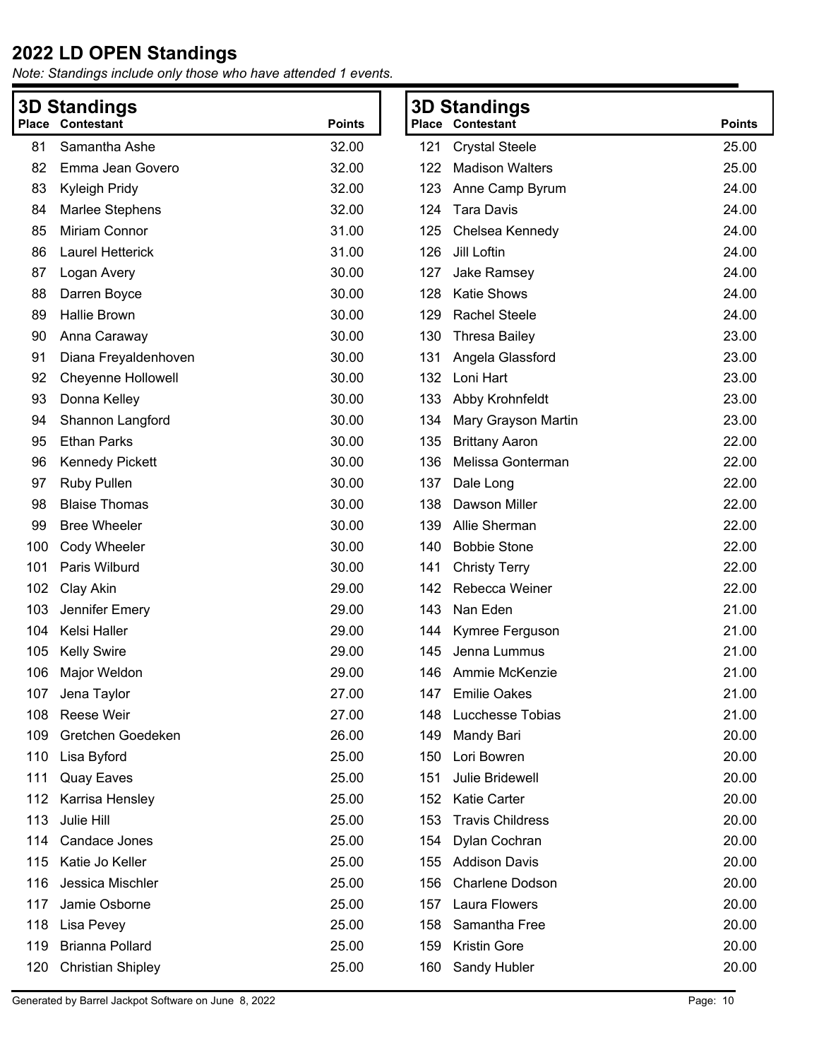# 2022 LD OPEN Standings

*Note: Standings include only those who have attended 1 events.*

## 3D Standings

| Place | Contestant | Points |
|---|---|---|
| 81 | Samantha Ashe | 32.00 |
| 82 | Emma Jean Govero | 32.00 |
| 83 | Kyleigh Pridy | 32.00 |
| 84 | Marlee Stephens | 32.00 |
| 85 | Miriam Connor | 31.00 |
| 86 | Laurel Hetterick | 31.00 |
| 87 | Logan Avery | 30.00 |
| 88 | Darren Boyce | 30.00 |
| 89 | Hallie Brown | 30.00 |
| 90 | Anna Caraway | 30.00 |
| 91 | Diana Freyaldenhoven | 30.00 |
| 92 | Cheyenne Hollowell | 30.00 |
| 93 | Donna Kelley | 30.00 |
| 94 | Shannon Langford | 30.00 |
| 95 | Ethan Parks | 30.00 |
| 96 | Kennedy Pickett | 30.00 |
| 97 | Ruby Pullen | 30.00 |
| 98 | Blaise Thomas | 30.00 |
| 99 | Bree Wheeler | 30.00 |
| 100 | Cody Wheeler | 30.00 |
| 101 | Paris Wilburd | 30.00 |
| 102 | Clay Akin | 29.00 |
| 103 | Jennifer Emery | 29.00 |
| 104 | Kelsi Haller | 29.00 |
| 105 | Kelly Swire | 29.00 |
| 106 | Major Weldon | 29.00 |
| 107 | Jena Taylor | 27.00 |
| 108 | Reese Weir | 27.00 |
| 109 | Gretchen Goedeken | 26.00 |
| 110 | Lisa Byford | 25.00 |
| 111 | Quay Eaves | 25.00 |
| 112 | Karrisa Hensley | 25.00 |
| 113 | Julie Hill | 25.00 |
| 114 | Candace Jones | 25.00 |
| 115 | Katie Jo Keller | 25.00 |
| 116 | Jessica Mischler | 25.00 |
| 117 | Jamie Osborne | 25.00 |
| 118 | Lisa Pevey | 25.00 |
| 119 | Brianna Pollard | 25.00 |
| 120 | Christian Shipley | 25.00 |
| 121 | Crystal Steele | 25.00 |
| 122 | Madison Walters | 25.00 |
| 123 | Anne Camp Byrum | 24.00 |
| 124 | Tara Davis | 24.00 |
| 125 | Chelsea Kennedy | 24.00 |
| 126 | Jill Loftin | 24.00 |
| 127 | Jake Ramsey | 24.00 |
| 128 | Katie Shows | 24.00 |
| 129 | Rachel Steele | 24.00 |
| 130 | Thresa Bailey | 23.00 |
| 131 | Angela Glassford | 23.00 |
| 132 | Loni Hart | 23.00 |
| 133 | Abby Krohnfeldt | 23.00 |
| 134 | Mary Grayson Martin | 23.00 |
| 135 | Brittany Aaron | 22.00 |
| 136 | Melissa Gonterman | 22.00 |
| 137 | Dale Long | 22.00 |
| 138 | Dawson Miller | 22.00 |
| 139 | Allie Sherman | 22.00 |
| 140 | Bobbie Stone | 22.00 |
| 141 | Christy Terry | 22.00 |
| 142 | Rebecca Weiner | 22.00 |
| 143 | Nan Eden | 21.00 |
| 144 | Kymree Ferguson | 21.00 |
| 145 | Jenna Lummus | 21.00 |
| 146 | Ammie McKenzie | 21.00 |
| 147 | Emilie Oakes | 21.00 |
| 148 | Lucchesse Tobias | 21.00 |
| 149 | Mandy Bari | 20.00 |
| 150 | Lori Bowren | 20.00 |
| 151 | Julie Bridewell | 20.00 |
| 152 | Katie Carter | 20.00 |
| 153 | Travis Childress | 20.00 |
| 154 | Dylan Cochran | 20.00 |
| 155 | Addison Davis | 20.00 |
| 156 | Charlene Dodson | 20.00 |
| 157 | Laura Flowers | 20.00 |
| 158 | Samantha Free | 20.00 |
| 159 | Kristin Gore | 20.00 |
| 160 | Sandy Hubler | 20.00 |

Generated by Barrel Jackpot Software on June 8, 2022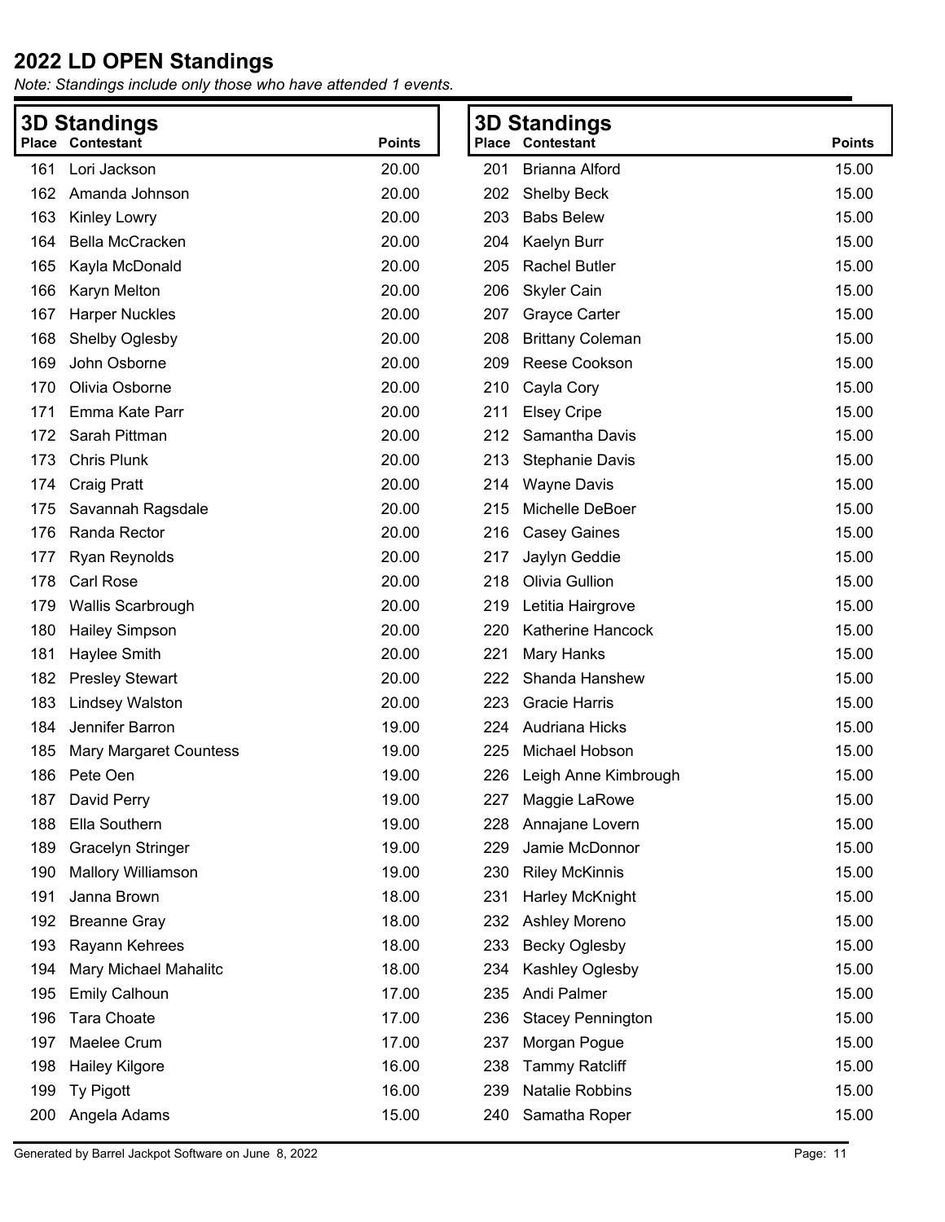# 2022 LD OPEN Standings

*Note: Standings include only those who have attended 1 events.*

## 3D Standings

| Place | Contestant | Points |
|---|---|---|
| 161 | Lori Jackson | 20.00 |
| 162 | Amanda Johnson | 20.00 |
| 163 | Kinley Lowry | 20.00 |
| 164 | Bella McCracken | 20.00 |
| 165 | Kayla McDonald | 20.00 |
| 166 | Karyn Melton | 20.00 |
| 167 | Harper Nuckles | 20.00 |
| 168 | Shelby Oglesby | 20.00 |
| 169 | John Osborne | 20.00 |
| 170 | Olivia Osborne | 20.00 |
| 171 | Emma Kate Parr | 20.00 |
| 172 | Sarah Pittman | 20.00 |
| 173 | Chris Plunk | 20.00 |
| 174 | Craig Pratt | 20.00 |
| 175 | Savannah Ragsdale | 20.00 |
| 176 | Randa Rector | 20.00 |
| 177 | Ryan Reynolds | 20.00 |
| 178 | Carl Rose | 20.00 |
| 179 | Wallis Scarbrough | 20.00 |
| 180 | Hailey Simpson | 20.00 |
| 181 | Haylee Smith | 20.00 |
| 182 | Presley Stewart | 20.00 |
| 183 | Lindsey Walston | 20.00 |
| 184 | Jennifer Barron | 19.00 |
| 185 | Mary Margaret Countess | 19.00 |
| 186 | Pete Oen | 19.00 |
| 187 | David Perry | 19.00 |
| 188 | Ella Southern | 19.00 |
| 189 | Gracelyn Stringer | 19.00 |
| 190 | Mallory Williamson | 19.00 |
| 191 | Janna Brown | 18.00 |
| 192 | Breanne Gray | 18.00 |
| 193 | Rayann Kehrees | 18.00 |
| 194 | Mary Michael Mahalitc | 18.00 |
| 195 | Emily Calhoun | 17.00 |
| 196 | Tara Choate | 17.00 |
| 197 | Maelee Crum | 17.00 |
| 198 | Hailey Kilgore | 16.00 |
| 199 | Ty Pigott | 16.00 |
| 200 | Angela Adams | 15.00 |

## 3D Standings

| Place | Contestant | Points |
|---|---|---|
| 201 | Brianna Alford | 15.00 |
| 202 | Shelby Beck | 15.00 |
| 203 | Babs Belew | 15.00 |
| 204 | Kaelyn Burr | 15.00 |
| 205 | Rachel Butler | 15.00 |
| 206 | Skyler Cain | 15.00 |
| 207 | Grayce Carter | 15.00 |
| 208 | Brittany Coleman | 15.00 |
| 209 | Reese Cookson | 15.00 |
| 210 | Cayla Cory | 15.00 |
| 211 | Elsey Cripe | 15.00 |
| 212 | Samantha Davis | 15.00 |
| 213 | Stephanie Davis | 15.00 |
| 214 | Wayne Davis | 15.00 |
| 215 | Michelle DeBoer | 15.00 |
| 216 | Casey Gaines | 15.00 |
| 217 | Jaylyn Geddie | 15.00 |
| 218 | Olivia Gullion | 15.00 |
| 219 | Letitia Hairgrove | 15.00 |
| 220 | Katherine Hancock | 15.00 |
| 221 | Mary Hanks | 15.00 |
| 222 | Shanda Hanshew | 15.00 |
| 223 | Gracie Harris | 15.00 |
| 224 | Audriana Hicks | 15.00 |
| 225 | Michael Hobson | 15.00 |
| 226 | Leigh Anne Kimbrough | 15.00 |
| 227 | Maggie LaRowe | 15.00 |
| 228 | Annajane Lovern | 15.00 |
| 229 | Jamie McDonnor | 15.00 |
| 230 | Riley McKinnis | 15.00 |
| 231 | Harley McKnight | 15.00 |
| 232 | Ashley Moreno | 15.00 |
| 233 | Becky Oglesby | 15.00 |
| 234 | Kashley Oglesby | 15.00 |
| 235 | Andi Palmer | 15.00 |
| 236 | Stacey Pennington | 15.00 |
| 237 | Morgan Pogue | 15.00 |
| 238 | Tammy Ratcliff | 15.00 |
| 239 | Natalie Robbins | 15.00 |
| 240 | Samatha Roper | 15.00 |

Generated by Barrel Jackpot Software on June 8, 2022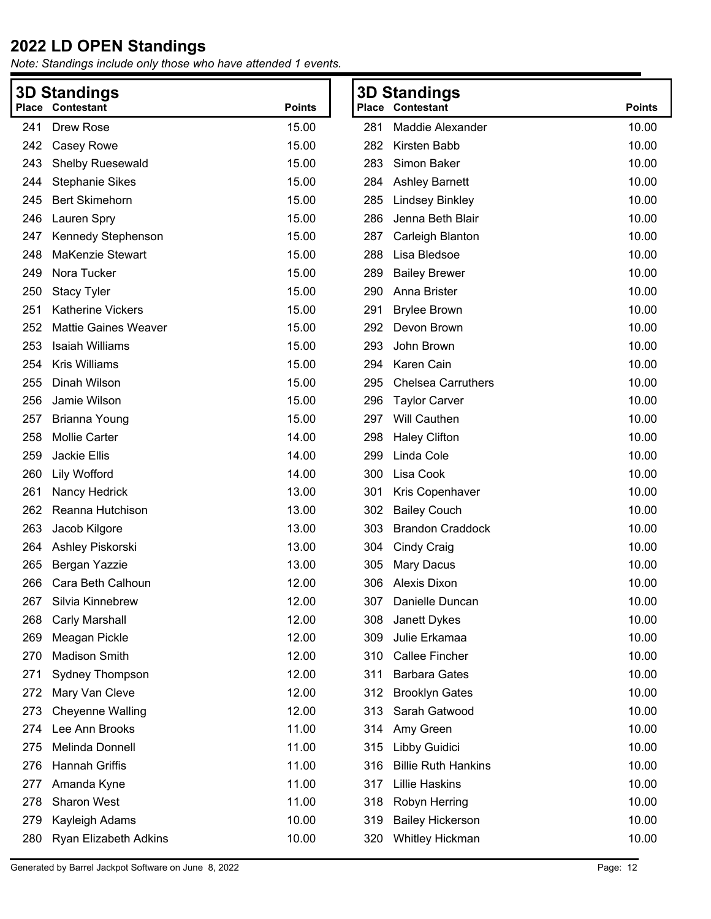# 2022 LD OPEN Standings

*Note: Standings include only those who have attended 1 events.*

## 3D Standings

| Place | Contestant | Points |
|---|---|---|
| 241 | Drew Rose | 15.00 |
| 242 | Casey Rowe | 15.00 |
| 243 | Shelby Ruesewald | 15.00 |
| 244 | Stephanie Sikes | 15.00 |
| 245 | Bert Skimehorn | 15.00 |
| 246 | Lauren Spry | 15.00 |
| 247 | Kennedy Stephenson | 15.00 |
| 248 | MaKenzie Stewart | 15.00 |
| 249 | Nora Tucker | 15.00 |
| 250 | Stacy Tyler | 15.00 |
| 251 | Katherine Vickers | 15.00 |
| 252 | Mattie Gaines Weaver | 15.00 |
| 253 | Isaiah Williams | 15.00 |
| 254 | Kris Williams | 15.00 |
| 255 | Dinah Wilson | 15.00 |
| 256 | Jamie Wilson | 15.00 |
| 257 | Brianna Young | 15.00 |
| 258 | Mollie Carter | 14.00 |
| 259 | Jackie Ellis | 14.00 |
| 260 | Lily Wofford | 14.00 |
| 261 | Nancy Hedrick | 13.00 |
| 262 | Reanna Hutchison | 13.00 |
| 263 | Jacob Kilgore | 13.00 |
| 264 | Ashley Piskorski | 13.00 |
| 265 | Bergan Yazzie | 13.00 |
| 266 | Cara Beth Calhoun | 12.00 |
| 267 | Silvia Kinnebrew | 12.00 |
| 268 | Carly Marshall | 12.00 |
| 269 | Meagan Pickle | 12.00 |
| 270 | Madison Smith | 12.00 |
| 271 | Sydney Thompson | 12.00 |
| 272 | Mary Van Cleve | 12.00 |
| 273 | Cheyenne Walling | 12.00 |
| 274 | Lee Ann Brooks | 11.00 |
| 275 | Melinda Donnell | 11.00 |
| 276 | Hannah Griffis | 11.00 |
| 277 | Amanda Kyne | 11.00 |
| 278 | Sharon West | 11.00 |
| 279 | Kayleigh Adams | 10.00 |
| 280 | Ryan Elizabeth Adkins | 10.00 |
| 281 | Maddie Alexander | 10.00 |
| 282 | Kirsten Babb | 10.00 |
| 283 | Simon Baker | 10.00 |
| 284 | Ashley Barnett | 10.00 |
| 285 | Lindsey Binkley | 10.00 |
| 286 | Jenna Beth Blair | 10.00 |
| 287 | Carleigh Blanton | 10.00 |
| 288 | Lisa Bledsoe | 10.00 |
| 289 | Bailey Brewer | 10.00 |
| 290 | Anna Brister | 10.00 |
| 291 | Brylee Brown | 10.00 |
| 292 | Devon Brown | 10.00 |
| 293 | John Brown | 10.00 |
| 294 | Karen Cain | 10.00 |
| 295 | Chelsea Carruthers | 10.00 |
| 296 | Taylor Carver | 10.00 |
| 297 | Will Cauthen | 10.00 |
| 298 | Haley Clifton | 10.00 |
| 299 | Linda Cole | 10.00 |
| 300 | Lisa Cook | 10.00 |
| 301 | Kris Copenhaver | 10.00 |
| 302 | Bailey Couch | 10.00 |
| 303 | Brandon Craddock | 10.00 |
| 304 | Cindy Craig | 10.00 |
| 305 | Mary Dacus | 10.00 |
| 306 | Alexis Dixon | 10.00 |
| 307 | Danielle Duncan | 10.00 |
| 308 | Janett Dykes | 10.00 |
| 309 | Julie Erkamaa | 10.00 |
| 310 | Callee Fincher | 10.00 |
| 311 | Barbara Gates | 10.00 |
| 312 | Brooklyn Gates | 10.00 |
| 313 | Sarah Gatwood | 10.00 |
| 314 | Amy Green | 10.00 |
| 315 | Libby Guidici | 10.00 |
| 316 | Billie Ruth Hankins | 10.00 |
| 317 | Lillie Haskins | 10.00 |
| 318 | Robyn Herring | 10.00 |
| 319 | Bailey Hickerson | 10.00 |
| 320 | Whitley Hickman | 10.00 |

Generated by Barrel Jackpot Software on June 8, 2022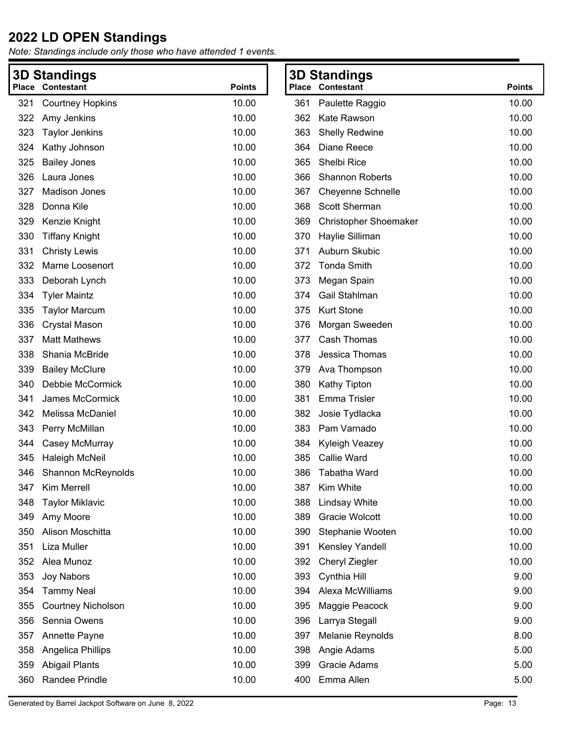# 2022 LD OPEN Standings

*Note: Standings include only those who have attended 1 events.*

## 3D Standings

| Place | Contestant | Points |
|---|---|---|
| 321 | Courtney Hopkins | 10.00 |
| 322 | Amy Jenkins | 10.00 |
| 323 | Taylor Jenkins | 10.00 |
| 324 | Kathy Johnson | 10.00 |
| 325 | Bailey Jones | 10.00 |
| 326 | Laura Jones | 10.00 |
| 327 | Madison Jones | 10.00 |
| 328 | Donna Kile | 10.00 |
| 329 | Kenzie Knight | 10.00 |
| 330 | Tiffany Knight | 10.00 |
| 331 | Christy Lewis | 10.00 |
| 332 | Marne Loosenort | 10.00 |
| 333 | Deborah Lynch | 10.00 |
| 334 | Tyler Maintz | 10.00 |
| 335 | Taylor Marcum | 10.00 |
| 336 | Crystal Mason | 10.00 |
| 337 | Matt Mathews | 10.00 |
| 338 | Shania McBride | 10.00 |
| 339 | Bailey McClure | 10.00 |
| 340 | Debbie McCormick | 10.00 |
| 341 | James McCormick | 10.00 |
| 342 | Melissa McDaniel | 10.00 |
| 343 | Perry McMillan | 10.00 |
| 344 | Casey McMurray | 10.00 |
| 345 | Haleigh McNeil | 10.00 |
| 346 | Shannon McReynolds | 10.00 |
| 347 | Kim Merrell | 10.00 |
| 348 | Taylor Miklavic | 10.00 |
| 349 | Amy Moore | 10.00 |
| 350 | Alison Moschitta | 10.00 |
| 351 | Liza Muller | 10.00 |
| 352 | Alea Munoz | 10.00 |
| 353 | Joy Nabors | 10.00 |
| 354 | Tammy Neal | 10.00 |
| 355 | Courtney Nicholson | 10.00 |
| 356 | Sennia Owens | 10.00 |
| 357 | Annette Payne | 10.00 |
| 358 | Angelica Phillips | 10.00 |
| 359 | Abigail Plants | 10.00 |
| 360 | Randee Prindle | 10.00 |
| 361 | Paulette Raggio | 10.00 |
| 362 | Kate Rawson | 10.00 |
| 363 | Shelly Redwine | 10.00 |
| 364 | Diane Reece | 10.00 |
| 365 | Shelbi Rice | 10.00 |
| 366 | Shannon Roberts | 10.00 |
| 367 | Cheyenne Schnelle | 10.00 |
| 368 | Scott Sherman | 10.00 |
| 369 | Christopher Shoemaker | 10.00 |
| 370 | Haylie Silliman | 10.00 |
| 371 | Auburn Skubic | 10.00 |
| 372 | Tonda Smith | 10.00 |
| 373 | Megan Spain | 10.00 |
| 374 | Gail Stahlman | 10.00 |
| 375 | Kurt Stone | 10.00 |
| 376 | Morgan Sweeden | 10.00 |
| 377 | Cash Thomas | 10.00 |
| 378 | Jessica Thomas | 10.00 |
| 379 | Ava Thompson | 10.00 |
| 380 | Kathy Tipton | 10.00 |
| 381 | Emma Trisler | 10.00 |
| 382 | Josie Tydlacka | 10.00 |
| 383 | Pam Varnado | 10.00 |
| 384 | Kyleigh Veazey | 10.00 |
| 385 | Callie Ward | 10.00 |
| 386 | Tabatha Ward | 10.00 |
| 387 | Kim White | 10.00 |
| 388 | Lindsay White | 10.00 |
| 389 | Gracie Wolcott | 10.00 |
| 390 | Stephanie Wooten | 10.00 |
| 391 | Kensley Yandell | 10.00 |
| 392 | Cheryl Ziegler | 10.00 |
| 393 | Cynthia Hill | 9.00 |
| 394 | Alexa McWilliams | 9.00 |
| 395 | Maggie Peacock | 9.00 |
| 396 | Larrya Stegall | 9.00 |
| 397 | Melanie Reynolds | 8.00 |
| 398 | Angie Adams | 5.00 |
| 399 | Gracie Adams | 5.00 |
| 400 | Emma Allen | 5.00 |

Generated by Barrel Jackpot Software on June 8, 2022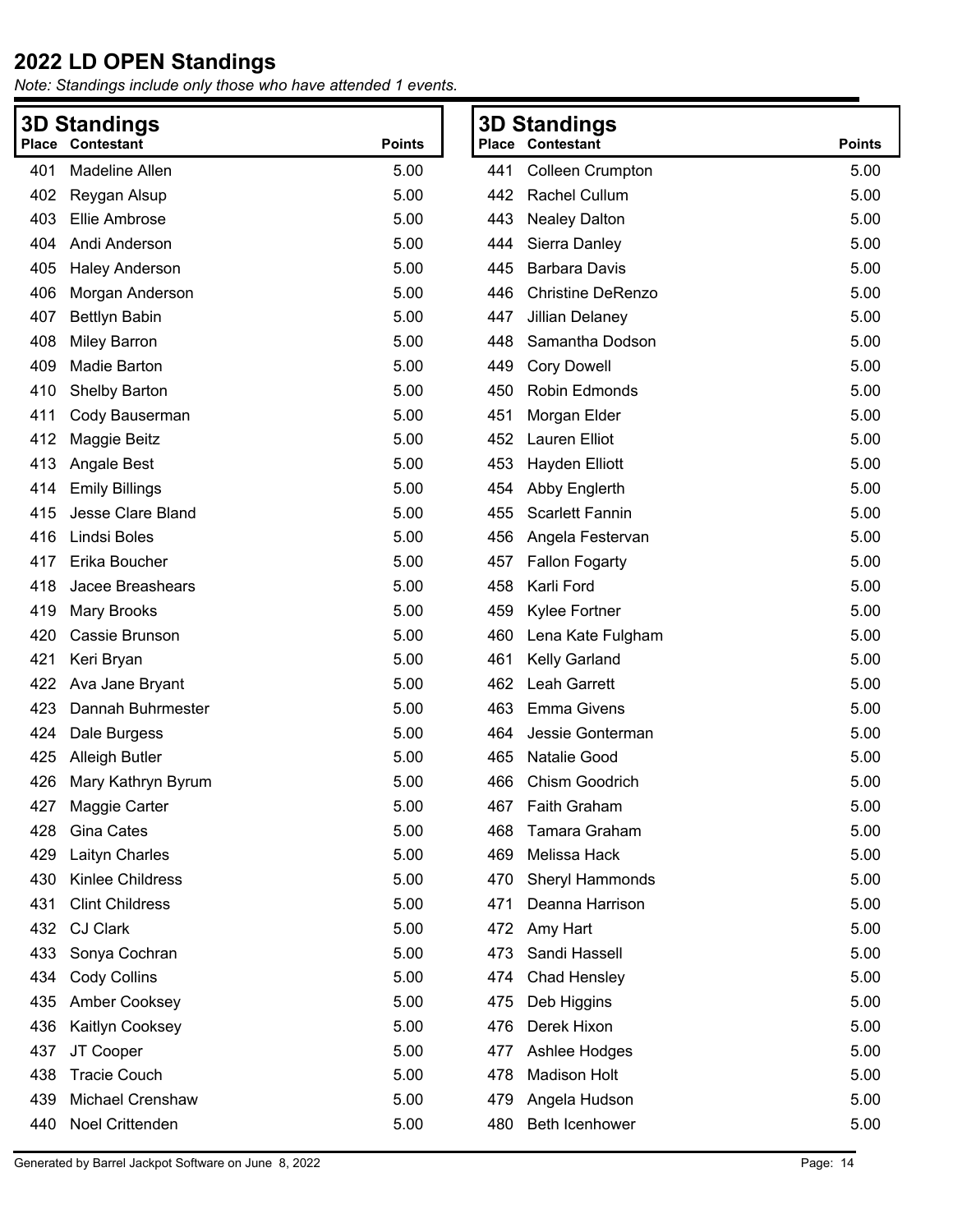# 2022 LD OPEN Standings

*Note: Standings include only those who have attended 1 events.*

## 3D Standings

| Place | Contestant | Points |
|---|---|---|
| 401 | Madeline Allen | 5.00 |
| 402 | Reygan Alsup | 5.00 |
| 403 | Ellie Ambrose | 5.00 |
| 404 | Andi Anderson | 5.00 |
| 405 | Haley Anderson | 5.00 |
| 406 | Morgan Anderson | 5.00 |
| 407 | Bettlyn Babin | 5.00 |
| 408 | Miley Barron | 5.00 |
| 409 | Madie Barton | 5.00 |
| 410 | Shelby Barton | 5.00 |
| 411 | Cody Bauserman | 5.00 |
| 412 | Maggie Beitz | 5.00 |
| 413 | Angale Best | 5.00 |
| 414 | Emily Billings | 5.00 |
| 415 | Jesse Clare Bland | 5.00 |
| 416 | Lindsi Boles | 5.00 |
| 417 | Erika Boucher | 5.00 |
| 418 | Jacee Breashears | 5.00 |
| 419 | Mary Brooks | 5.00 |
| 420 | Cassie Brunson | 5.00 |
| 421 | Keri Bryan | 5.00 |
| 422 | Ava Jane Bryant | 5.00 |
| 423 | Dannah Buhrmester | 5.00 |
| 424 | Dale Burgess | 5.00 |
| 425 | Alleigh Butler | 5.00 |
| 426 | Mary Kathryn Byrum | 5.00 |
| 427 | Maggie Carter | 5.00 |
| 428 | Gina Cates | 5.00 |
| 429 | Laityn Charles | 5.00 |
| 430 | Kinlee Childress | 5.00 |
| 431 | Clint Childress | 5.00 |
| 432 | CJ Clark | 5.00 |
| 433 | Sonya Cochran | 5.00 |
| 434 | Cody Collins | 5.00 |
| 435 | Amber Cooksey | 5.00 |
| 436 | Kaitlyn Cooksey | 5.00 |
| 437 | JT Cooper | 5.00 |
| 438 | Tracie Couch | 5.00 |
| 439 | Michael Crenshaw | 5.00 |
| 440 | Noel Crittenden | 5.00 |

## 3D Standings

| Place | Contestant | Points |
|---|---|---|
| 441 | Colleen Crumpton | 5.00 |
| 442 | Rachel Cullum | 5.00 |
| 443 | Nealey Dalton | 5.00 |
| 444 | Sierra Danley | 5.00 |
| 445 | Barbara Davis | 5.00 |
| 446 | Christine DeRenzo | 5.00 |
| 447 | Jillian Delaney | 5.00 |
| 448 | Samantha Dodson | 5.00 |
| 449 | Cory Dowell | 5.00 |
| 450 | Robin Edmonds | 5.00 |
| 451 | Morgan Elder | 5.00 |
| 452 | Lauren Elliot | 5.00 |
| 453 | Hayden Elliott | 5.00 |
| 454 | Abby Englerth | 5.00 |
| 455 | Scarlett Fannin | 5.00 |
| 456 | Angela Festervan | 5.00 |
| 457 | Fallon Fogarty | 5.00 |
| 458 | Karli Ford | 5.00 |
| 459 | Kylee Fortner | 5.00 |
| 460 | Lena Kate Fulgham | 5.00 |
| 461 | Kelly Garland | 5.00 |
| 462 | Leah Garrett | 5.00 |
| 463 | Emma Givens | 5.00 |
| 464 | Jessie Gonterman | 5.00 |
| 465 | Natalie Good | 5.00 |
| 466 | Chism Goodrich | 5.00 |
| 467 | Faith Graham | 5.00 |
| 468 | Tamara Graham | 5.00 |
| 469 | Melissa Hack | 5.00 |
| 470 | Sheryl Hammonds | 5.00 |
| 471 | Deanna Harrison | 5.00 |
| 472 | Amy Hart | 5.00 |
| 473 | Sandi Hassell | 5.00 |
| 474 | Chad Hensley | 5.00 |
| 475 | Deb Higgins | 5.00 |
| 476 | Derek Hixon | 5.00 |
| 477 | Ashlee Hodges | 5.00 |
| 478 | Madison Holt | 5.00 |
| 479 | Angela Hudson | 5.00 |
| 480 | Beth Icenhower | 5.00 |

Generated by Barrel Jackpot Software on June 8, 2022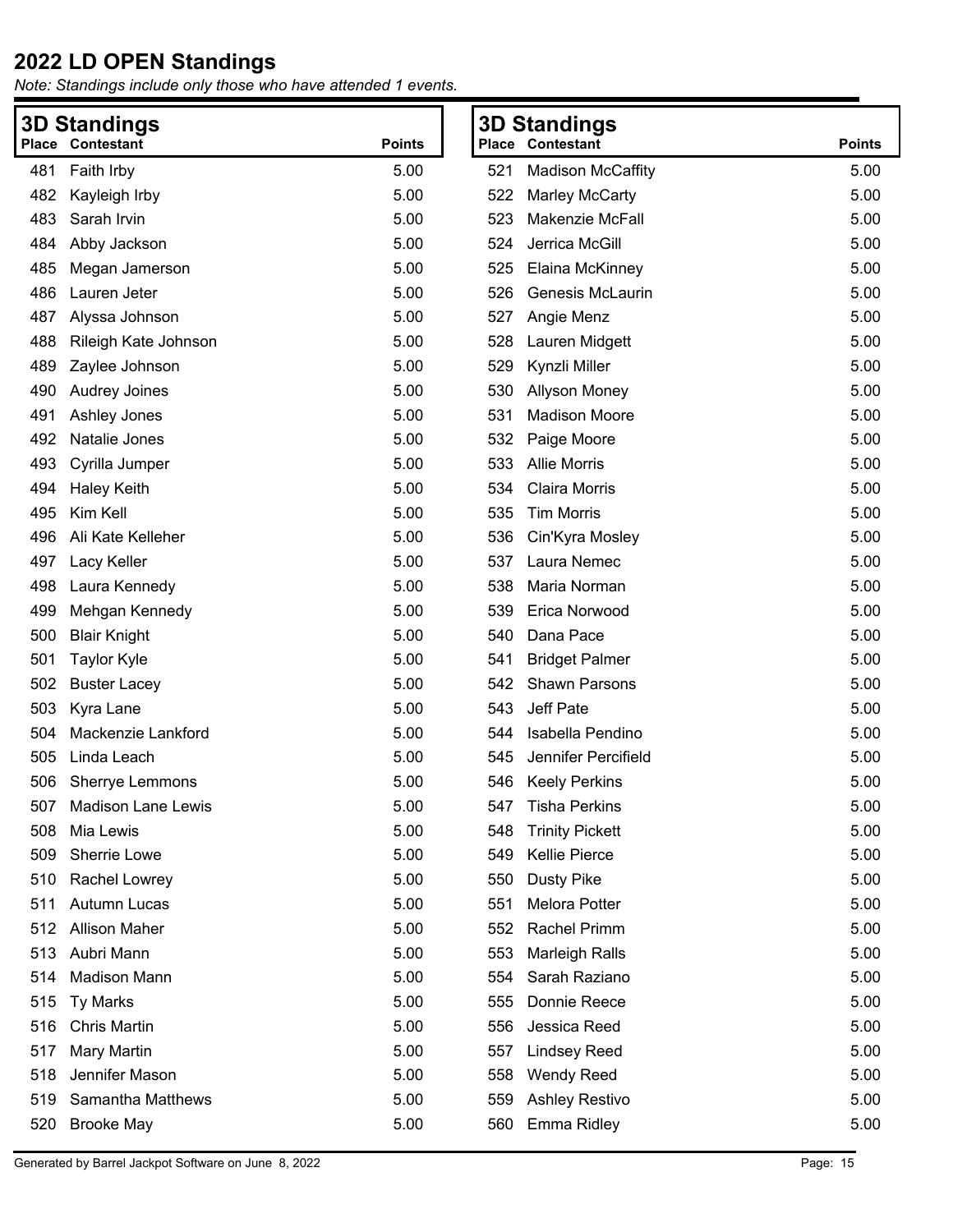# 2022 LD OPEN Standings

*Note: Standings include only those who have attended 1 events.*

## 3D Standings

| Place | Contestant | Points |
|---|---|---|
| 481 | Faith Irby | 5.00 |
| 482 | Kayleigh Irby | 5.00 |
| 483 | Sarah Irvin | 5.00 |
| 484 | Abby Jackson | 5.00 |
| 485 | Megan Jamerson | 5.00 |
| 486 | Lauren Jeter | 5.00 |
| 487 | Alyssa Johnson | 5.00 |
| 488 | Rileigh Kate Johnson | 5.00 |
| 489 | Zaylee Johnson | 5.00 |
| 490 | Audrey Joines | 5.00 |
| 491 | Ashley Jones | 5.00 |
| 492 | Natalie Jones | 5.00 |
| 493 | Cyrilla Jumper | 5.00 |
| 494 | Haley Keith | 5.00 |
| 495 | Kim Kell | 5.00 |
| 496 | Ali Kate Kelleher | 5.00 |
| 497 | Lacy Keller | 5.00 |
| 498 | Laura Kennedy | 5.00 |
| 499 | Mehgan Kennedy | 5.00 |
| 500 | Blair Knight | 5.00 |
| 501 | Taylor Kyle | 5.00 |
| 502 | Buster Lacey | 5.00 |
| 503 | Kyra Lane | 5.00 |
| 504 | Mackenzie Lankford | 5.00 |
| 505 | Linda Leach | 5.00 |
| 506 | Sherrye Lemmons | 5.00 |
| 507 | Madison Lane Lewis | 5.00 |
| 508 | Mia Lewis | 5.00 |
| 509 | Sherrie Lowe | 5.00 |
| 510 | Rachel Lowrey | 5.00 |
| 511 | Autumn Lucas | 5.00 |
| 512 | Allison Maher | 5.00 |
| 513 | Aubri Mann | 5.00 |
| 514 | Madison Mann | 5.00 |
| 515 | Ty Marks | 5.00 |
| 516 | Chris Martin | 5.00 |
| 517 | Mary Martin | 5.00 |
| 518 | Jennifer Mason | 5.00 |
| 519 | Samantha Matthews | 5.00 |
| 520 | Brooke May | 5.00 |

## 3D Standings

| Place | Contestant | Points |
|---|---|---|
| 521 | Madison McCaffity | 5.00 |
| 522 | Marley McCarty | 5.00 |
| 523 | Makenzie McFall | 5.00 |
| 524 | Jerrica McGill | 5.00 |
| 525 | Elaina McKinney | 5.00 |
| 526 | Genesis McLaurin | 5.00 |
| 527 | Angie Menz | 5.00 |
| 528 | Lauren Midgett | 5.00 |
| 529 | Kynzli Miller | 5.00 |
| 530 | Allyson Money | 5.00 |
| 531 | Madison Moore | 5.00 |
| 532 | Paige Moore | 5.00 |
| 533 | Allie Morris | 5.00 |
| 534 | Claira Morris | 5.00 |
| 535 | Tim Morris | 5.00 |
| 536 | Cin'Kyra Mosley | 5.00 |
| 537 | Laura Nemec | 5.00 |
| 538 | Maria Norman | 5.00 |
| 539 | Erica Norwood | 5.00 |
| 540 | Dana Pace | 5.00 |
| 541 | Bridget Palmer | 5.00 |
| 542 | Shawn Parsons | 5.00 |
| 543 | Jeff Pate | 5.00 |
| 544 | Isabella Pendino | 5.00 |
| 545 | Jennifer Percifield | 5.00 |
| 546 | Keely Perkins | 5.00 |
| 547 | Tisha Perkins | 5.00 |
| 548 | Trinity Pickett | 5.00 |
| 549 | Kellie Pierce | 5.00 |
| 550 | Dusty Pike | 5.00 |
| 551 | Melora Potter | 5.00 |
| 552 | Rachel Primm | 5.00 |
| 553 | Marleigh Ralls | 5.00 |
| 554 | Sarah Raziano | 5.00 |
| 555 | Donnie Reece | 5.00 |
| 556 | Jessica Reed | 5.00 |
| 557 | Lindsey Reed | 5.00 |
| 558 | Wendy Reed | 5.00 |
| 559 | Ashley Restivo | 5.00 |
| 560 | Emma Ridley | 5.00 |

Generated by Barrel Jackpot Software on June 8, 2022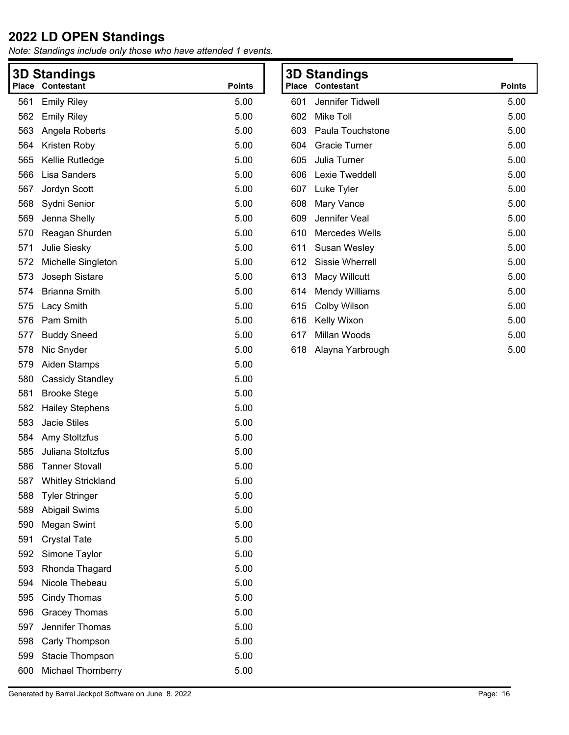# 2022 LD OPEN Standings

*Note: Standings include only those who have attended 1 events.*

## 3D Standings

| Place | Contestant | Points |
|---|---|---|
| 561 | Emily Riley | 5.00 |
| 562 | Emily Riley | 5.00 |
| 563 | Angela Roberts | 5.00 |
| 564 | Kristen Roby | 5.00 |
| 565 | Kellie Rutledge | 5.00 |
| 566 | Lisa Sanders | 5.00 |
| 567 | Jordyn Scott | 5.00 |
| 568 | Sydni Senior | 5.00 |
| 569 | Jenna Shelly | 5.00 |
| 570 | Reagan Shurden | 5.00 |
| 571 | Julie Siesky | 5.00 |
| 572 | Michelle Singleton | 5.00 |
| 573 | Joseph Sistare | 5.00 |
| 574 | Brianna Smith | 5.00 |
| 575 | Lacy Smith | 5.00 |
| 576 | Pam Smith | 5.00 |
| 577 | Buddy Sneed | 5.00 |
| 578 | Nic Snyder | 5.00 |
| 579 | Aiden Stamps | 5.00 |
| 580 | Cassidy Standley | 5.00 |
| 581 | Brooke Stege | 5.00 |
| 582 | Hailey Stephens | 5.00 |
| 583 | Jacie Stiles | 5.00 |
| 584 | Amy Stoltzfus | 5.00 |
| 585 | Juliana Stoltzfus | 5.00 |
| 586 | Tanner Stovall | 5.00 |
| 587 | Whitley Strickland | 5.00 |
| 588 | Tyler Stringer | 5.00 |
| 589 | Abigail Swims | 5.00 |
| 590 | Megan Swint | 5.00 |
| 591 | Crystal Tate | 5.00 |
| 592 | Simone Taylor | 5.00 |
| 593 | Rhonda Thagard | 5.00 |
| 594 | Nicole Thebeau | 5.00 |
| 595 | Cindy Thomas | 5.00 |
| 596 | Gracey Thomas | 5.00 |
| 597 | Jennifer Thomas | 5.00 |
| 598 | Carly Thompson | 5.00 |
| 599 | Stacie Thompson | 5.00 |
| 600 | Michael Thornberry | 5.00 |
| 601 | Jennifer Tidwell | 5.00 |
| 602 | Mike Toll | 5.00 |
| 603 | Paula Touchstone | 5.00 |
| 604 | Gracie Turner | 5.00 |
| 605 | Julia Turner | 5.00 |
| 606 | Lexie Tweddell | 5.00 |
| 607 | Luke Tyler | 5.00 |
| 608 | Mary Vance | 5.00 |
| 609 | Jennifer Veal | 5.00 |
| 610 | Mercedes Wells | 5.00 |
| 611 | Susan Wesley | 5.00 |
| 612 | Sissie Wherrell | 5.00 |
| 613 | Macy Willcutt | 5.00 |
| 614 | Mendy Williams | 5.00 |
| 615 | Colby Wilson | 5.00 |
| 616 | Kelly Wixon | 5.00 |
| 617 | Millan Woods | 5.00 |
| 618 | Alayna Yarbrough | 5.00 |

Generated by Barrel Jackpot Software on June 8, 2022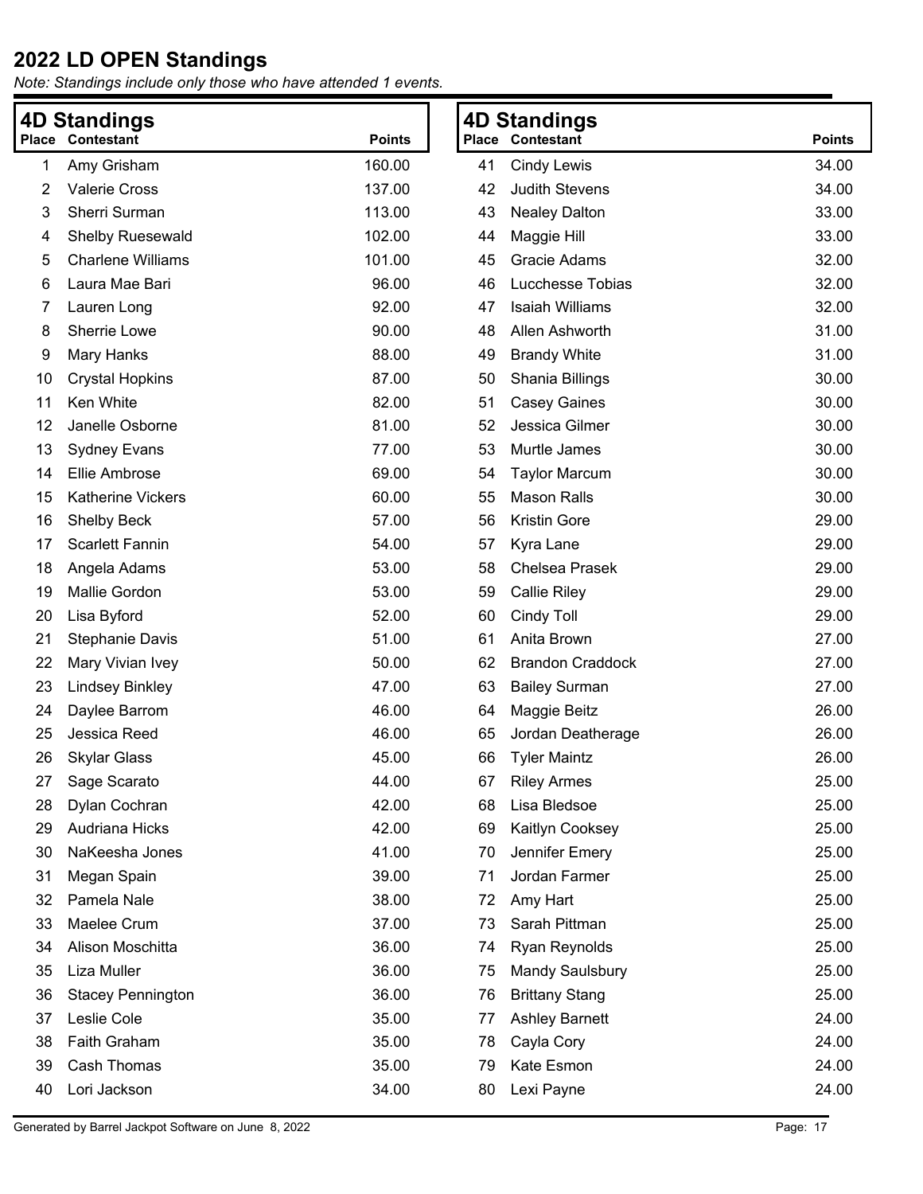# 2022 LD OPEN Standings

*Note: Standings include only those who have attended 1 events.*

## 4D Standings

| Place | Contestant | Points |
|---|---|---|
| 1 | Amy Grisham | 160.00 |
| 2 | Valerie Cross | 137.00 |
| 3 | Sherri Surman | 113.00 |
| 4 | Shelby Ruesewald | 102.00 |
| 5 | Charlene Williams | 101.00 |
| 6 | Laura Mae Bari | 96.00 |
| 7 | Lauren Long | 92.00 |
| 8 | Sherrie Lowe | 90.00 |
| 9 | Mary Hanks | 88.00 |
| 10 | Crystal Hopkins | 87.00 |
| 11 | Ken White | 82.00 |
| 12 | Janelle Osborne | 81.00 |
| 13 | Sydney Evans | 77.00 |
| 14 | Ellie Ambrose | 69.00 |
| 15 | Katherine Vickers | 60.00 |
| 16 | Shelby Beck | 57.00 |
| 17 | Scarlett Fannin | 54.00 |
| 18 | Angela Adams | 53.00 |
| 19 | Mallie Gordon | 53.00 |
| 20 | Lisa Byford | 52.00 |
| 21 | Stephanie Davis | 51.00 |
| 22 | Mary Vivian Ivey | 50.00 |
| 23 | Lindsey Binkley | 47.00 |
| 24 | Daylee Barrom | 46.00 |
| 25 | Jessica Reed | 46.00 |
| 26 | Skylar Glass | 45.00 |
| 27 | Sage Scarato | 44.00 |
| 28 | Dylan Cochran | 42.00 |
| 29 | Audriana Hicks | 42.00 |
| 30 | NaKeesha Jones | 41.00 |
| 31 | Megan Spain | 39.00 |
| 32 | Pamela Nale | 38.00 |
| 33 | Maelee Crum | 37.00 |
| 34 | Alison Moschitta | 36.00 |
| 35 | Liza Muller | 36.00 |
| 36 | Stacey Pennington | 36.00 |
| 37 | Leslie Cole | 35.00 |
| 38 | Faith Graham | 35.00 |
| 39 | Cash Thomas | 35.00 |
| 40 | Lori Jackson | 34.00 |
| 41 | Cindy Lewis | 34.00 |
| 42 | Judith Stevens | 34.00 |
| 43 | Nealey Dalton | 33.00 |
| 44 | Maggie Hill | 33.00 |
| 45 | Gracie Adams | 32.00 |
| 46 | Lucchesse Tobias | 32.00 |
| 47 | Isaiah Williams | 32.00 |
| 48 | Allen Ashworth | 31.00 |
| 49 | Brandy White | 31.00 |
| 50 | Shania Billings | 30.00 |
| 51 | Casey Gaines | 30.00 |
| 52 | Jessica Gilmer | 30.00 |
| 53 | Murtle James | 30.00 |
| 54 | Taylor Marcum | 30.00 |
| 55 | Mason Ralls | 30.00 |
| 56 | Kristin Gore | 29.00 |
| 57 | Kyra Lane | 29.00 |
| 58 | Chelsea Prasek | 29.00 |
| 59 | Callie Riley | 29.00 |
| 60 | Cindy Toll | 29.00 |
| 61 | Anita Brown | 27.00 |
| 62 | Brandon Craddock | 27.00 |
| 63 | Bailey Surman | 27.00 |
| 64 | Maggie Beitz | 26.00 |
| 65 | Jordan Deatherage | 26.00 |
| 66 | Tyler Maintz | 26.00 |
| 67 | Riley Armes | 25.00 |
| 68 | Lisa Bledsoe | 25.00 |
| 69 | Kaitlyn Cooksey | 25.00 |
| 70 | Jennifer Emery | 25.00 |
| 71 | Jordan Farmer | 25.00 |
| 72 | Amy Hart | 25.00 |
| 73 | Sarah Pittman | 25.00 |
| 74 | Ryan Reynolds | 25.00 |
| 75 | Mandy Saulsbury | 25.00 |
| 76 | Brittany Stang | 25.00 |
| 77 | Ashley Barnett | 24.00 |
| 78 | Cayla Cory | 24.00 |
| 79 | Kate Esmon | 24.00 |
| 80 | Lexi Payne | 24.00 |

Generated by Barrel Jackpot Software on June 8, 2022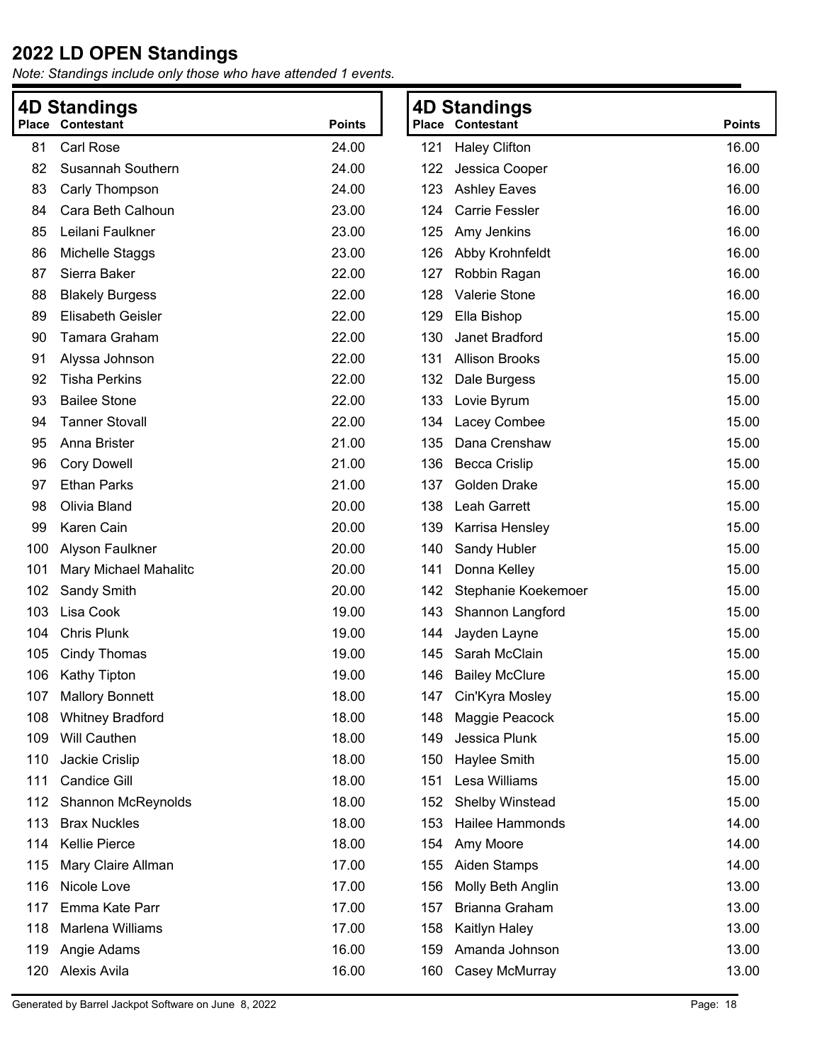# 2022 LD OPEN Standings

*Note: Standings include only those who have attended 1 events.*

## 4D Standings

| Place | Contestant | Points |
|---|---|---|
| 81 | Carl Rose | 24.00 |
| 82 | Susannah Southern | 24.00 |
| 83 | Carly Thompson | 24.00 |
| 84 | Cara Beth Calhoun | 23.00 |
| 85 | Leilani Faulkner | 23.00 |
| 86 | Michelle Staggs | 23.00 |
| 87 | Sierra Baker | 22.00 |
| 88 | Blakely Burgess | 22.00 |
| 89 | Elisabeth Geisler | 22.00 |
| 90 | Tamara Graham | 22.00 |
| 91 | Alyssa Johnson | 22.00 |
| 92 | Tisha Perkins | 22.00 |
| 93 | Bailee Stone | 22.00 |
| 94 | Tanner Stovall | 22.00 |
| 95 | Anna Brister | 21.00 |
| 96 | Cory Dowell | 21.00 |
| 97 | Ethan Parks | 21.00 |
| 98 | Olivia Bland | 20.00 |
| 99 | Karen Cain | 20.00 |
| 100 | Alyson Faulkner | 20.00 |
| 101 | Mary Michael Mahalitc | 20.00 |
| 102 | Sandy Smith | 20.00 |
| 103 | Lisa Cook | 19.00 |
| 104 | Chris Plunk | 19.00 |
| 105 | Cindy Thomas | 19.00 |
| 106 | Kathy Tipton | 19.00 |
| 107 | Mallory Bonnett | 18.00 |
| 108 | Whitney Bradford | 18.00 |
| 109 | Will Cauthen | 18.00 |
| 110 | Jackie Crislip | 18.00 |
| 111 | Candice Gill | 18.00 |
| 112 | Shannon McReynolds | 18.00 |
| 113 | Brax Nuckles | 18.00 |
| 114 | Kellie Pierce | 18.00 |
| 115 | Mary Claire Allman | 17.00 |
| 116 | Nicole Love | 17.00 |
| 117 | Emma Kate Parr | 17.00 |
| 118 | Marlena Williams | 17.00 |
| 119 | Angie Adams | 16.00 |
| 120 | Alexis Avila | 16.00 |

## 4D Standings

| Place | Contestant | Points |
|---|---|---|
| 121 | Haley Clifton | 16.00 |
| 122 | Jessica Cooper | 16.00 |
| 123 | Ashley Eaves | 16.00 |
| 124 | Carrie Fessler | 16.00 |
| 125 | Amy Jenkins | 16.00 |
| 126 | Abby Krohnfeldt | 16.00 |
| 127 | Robbin Ragan | 16.00 |
| 128 | Valerie Stone | 16.00 |
| 129 | Ella Bishop | 15.00 |
| 130 | Janet Bradford | 15.00 |
| 131 | Allison Brooks | 15.00 |
| 132 | Dale Burgess | 15.00 |
| 133 | Lovie Byrum | 15.00 |
| 134 | Lacey Combee | 15.00 |
| 135 | Dana Crenshaw | 15.00 |
| 136 | Becca Crislip | 15.00 |
| 137 | Golden Drake | 15.00 |
| 138 | Leah Garrett | 15.00 |
| 139 | Karrisa Hensley | 15.00 |
| 140 | Sandy Hubler | 15.00 |
| 141 | Donna Kelley | 15.00 |
| 142 | Stephanie Koekemoer | 15.00 |
| 143 | Shannon Langford | 15.00 |
| 144 | Jayden Layne | 15.00 |
| 145 | Sarah McClain | 15.00 |
| 146 | Bailey McClure | 15.00 |
| 147 | Cin'Kyra Mosley | 15.00 |
| 148 | Maggie Peacock | 15.00 |
| 149 | Jessica Plunk | 15.00 |
| 150 | Haylee Smith | 15.00 |
| 151 | Lesa Williams | 15.00 |
| 152 | Shelby Winstead | 15.00 |
| 153 | Hailee Hammonds | 14.00 |
| 154 | Amy Moore | 14.00 |
| 155 | Aiden Stamps | 14.00 |
| 156 | Molly Beth Anglin | 13.00 |
| 157 | Brianna Graham | 13.00 |
| 158 | Kaitlyn Haley | 13.00 |
| 159 | Amanda Johnson | 13.00 |
| 160 | Casey McMurray | 13.00 |

Generated by Barrel Jackpot Software on June 8, 2022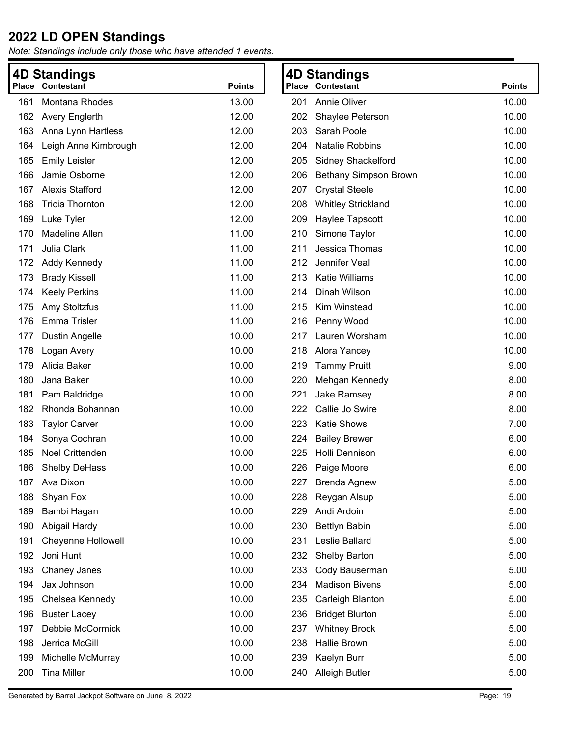# 2022 LD OPEN Standings

*Note: Standings include only those who have attended 1 events.*

## 4D Standings

| Place | Contestant | Points |
|---|---|---|
| 161 | Montana Rhodes | 13.00 |
| 162 | Avery Englerth | 12.00 |
| 163 | Anna Lynn Hartless | 12.00 |
| 164 | Leigh Anne Kimbrough | 12.00 |
| 165 | Emily Leister | 12.00 |
| 166 | Jamie Osborne | 12.00 |
| 167 | Alexis Stafford | 12.00 |
| 168 | Tricia Thornton | 12.00 |
| 169 | Luke Tyler | 12.00 |
| 170 | Madeline Allen | 11.00 |
| 171 | Julia Clark | 11.00 |
| 172 | Addy Kennedy | 11.00 |
| 173 | Brady Kissell | 11.00 |
| 174 | Keely Perkins | 11.00 |
| 175 | Amy Stoltzfus | 11.00 |
| 176 | Emma Trisler | 11.00 |
| 177 | Dustin Angelle | 10.00 |
| 178 | Logan Avery | 10.00 |
| 179 | Alicia Baker | 10.00 |
| 180 | Jana Baker | 10.00 |
| 181 | Pam Baldridge | 10.00 |
| 182 | Rhonda Bohannan | 10.00 |
| 183 | Taylor Carver | 10.00 |
| 184 | Sonya Cochran | 10.00 |
| 185 | Noel Crittenden | 10.00 |
| 186 | Shelby DeHass | 10.00 |
| 187 | Ava Dixon | 10.00 |
| 188 | Shyan Fox | 10.00 |
| 189 | Bambi Hagan | 10.00 |
| 190 | Abigail Hardy | 10.00 |
| 191 | Cheyenne Hollowell | 10.00 |
| 192 | Joni Hunt | 10.00 |
| 193 | Chaney Janes | 10.00 |
| 194 | Jax Johnson | 10.00 |
| 195 | Chelsea Kennedy | 10.00 |
| 196 | Buster Lacey | 10.00 |
| 197 | Debbie McCormick | 10.00 |
| 198 | Jerrica McGill | 10.00 |
| 199 | Michelle McMurray | 10.00 |
| 200 | Tina Miller | 10.00 |
| 201 | Annie Oliver | 10.00 |
| 202 | Shaylee Peterson | 10.00 |
| 203 | Sarah Poole | 10.00 |
| 204 | Natalie Robbins | 10.00 |
| 205 | Sidney Shackelford | 10.00 |
| 206 | Bethany Simpson Brown | 10.00 |
| 207 | Crystal Steele | 10.00 |
| 208 | Whitley Strickland | 10.00 |
| 209 | Haylee Tapscott | 10.00 |
| 210 | Simone Taylor | 10.00 |
| 211 | Jessica Thomas | 10.00 |
| 212 | Jennifer Veal | 10.00 |
| 213 | Katie Williams | 10.00 |
| 214 | Dinah Wilson | 10.00 |
| 215 | Kim Winstead | 10.00 |
| 216 | Penny Wood | 10.00 |
| 217 | Lauren Worsham | 10.00 |
| 218 | Alora Yancey | 10.00 |
| 219 | Tammy Pruitt | 9.00 |
| 220 | Mehgan Kennedy | 8.00 |
| 221 | Jake Ramsey | 8.00 |
| 222 | Callie Jo Swire | 8.00 |
| 223 | Katie Shows | 7.00 |
| 224 | Bailey Brewer | 6.00 |
| 225 | Holli Dennison | 6.00 |
| 226 | Paige Moore | 6.00 |
| 227 | Brenda Agnew | 5.00 |
| 228 | Reygan Alsup | 5.00 |
| 229 | Andi Ardoin | 5.00 |
| 230 | Bettlyn Babin | 5.00 |
| 231 | Leslie Ballard | 5.00 |
| 232 | Shelby Barton | 5.00 |
| 233 | Cody Bauserman | 5.00 |
| 234 | Madison Bivens | 5.00 |
| 235 | Carleigh Blanton | 5.00 |
| 236 | Bridget Blurton | 5.00 |
| 237 | Whitney Brock | 5.00 |
| 238 | Hallie Brown | 5.00 |
| 239 | Kaelyn Burr | 5.00 |
| 240 | Alleigh Butler | 5.00 |

Generated by Barrel Jackpot Software on June 8, 2022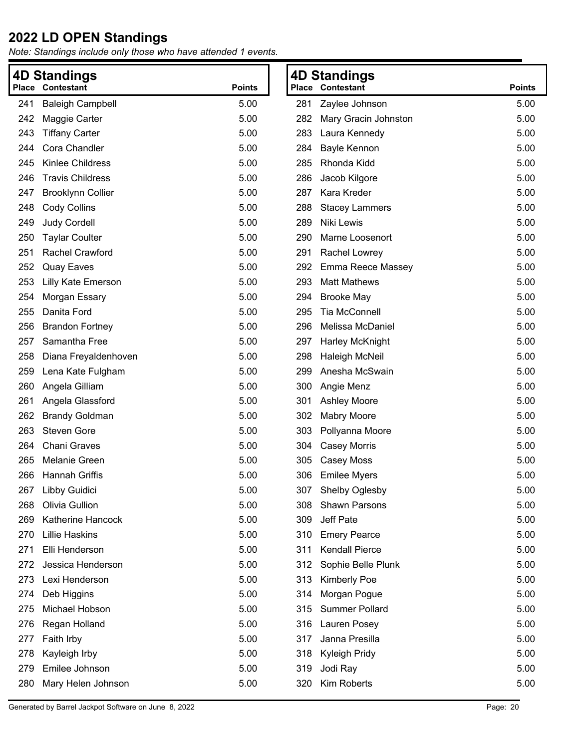# 2022 LD OPEN Standings

*Note: Standings include only those who have attended 1 events.*

## 4D Standings

| Place | Contestant | Points |
|---|---|---|
| 241 | Baleigh Campbell | 5.00 |
| 242 | Maggie Carter | 5.00 |
| 243 | Tiffany Carter | 5.00 |
| 244 | Cora Chandler | 5.00 |
| 245 | Kinlee Childress | 5.00 |
| 246 | Travis Childress | 5.00 |
| 247 | Brooklynn Collier | 5.00 |
| 248 | Cody Collins | 5.00 |
| 249 | Judy Cordell | 5.00 |
| 250 | Taylar Coulter | 5.00 |
| 251 | Rachel Crawford | 5.00 |
| 252 | Quay Eaves | 5.00 |
| 253 | Lilly Kate Emerson | 5.00 |
| 254 | Morgan Essary | 5.00 |
| 255 | Danita Ford | 5.00 |
| 256 | Brandon Fortney | 5.00 |
| 257 | Samantha Free | 5.00 |
| 258 | Diana Freyaldenhoven | 5.00 |
| 259 | Lena Kate Fulgham | 5.00 |
| 260 | Angela Gilliam | 5.00 |
| 261 | Angela Glassford | 5.00 |
| 262 | Brandy Goldman | 5.00 |
| 263 | Steven Gore | 5.00 |
| 264 | Chani Graves | 5.00 |
| 265 | Melanie Green | 5.00 |
| 266 | Hannah Griffis | 5.00 |
| 267 | Libby Guidici | 5.00 |
| 268 | Olivia Gullion | 5.00 |
| 269 | Katherine Hancock | 5.00 |
| 270 | Lillie Haskins | 5.00 |
| 271 | Elli Henderson | 5.00 |
| 272 | Jessica Henderson | 5.00 |
| 273 | Lexi Henderson | 5.00 |
| 274 | Deb Higgins | 5.00 |
| 275 | Michael Hobson | 5.00 |
| 276 | Regan Holland | 5.00 |
| 277 | Faith Irby | 5.00 |
| 278 | Kayleigh Irby | 5.00 |
| 279 | Emilee Johnson | 5.00 |
| 280 | Mary Helen Johnson | 5.00 |
| 281 | Zaylee Johnson | 5.00 |
| 282 | Mary Gracin Johnston | 5.00 |
| 283 | Laura Kennedy | 5.00 |
| 284 | Bayle Kennon | 5.00 |
| 285 | Rhonda Kidd | 5.00 |
| 286 | Jacob Kilgore | 5.00 |
| 287 | Kara Kreder | 5.00 |
| 288 | Stacey Lammers | 5.00 |
| 289 | Niki Lewis | 5.00 |
| 290 | Marne Loosenort | 5.00 |
| 291 | Rachel Lowrey | 5.00 |
| 292 | Emma Reece Massey | 5.00 |
| 293 | Matt Mathews | 5.00 |
| 294 | Brooke May | 5.00 |
| 295 | Tia McConnell | 5.00 |
| 296 | Melissa McDaniel | 5.00 |
| 297 | Harley McKnight | 5.00 |
| 298 | Haleigh McNeil | 5.00 |
| 299 | Anesha McSwain | 5.00 |
| 300 | Angie Menz | 5.00 |
| 301 | Ashley Moore | 5.00 |
| 302 | Mabry Moore | 5.00 |
| 303 | Pollyanna Moore | 5.00 |
| 304 | Casey Morris | 5.00 |
| 305 | Casey Moss | 5.00 |
| 306 | Emilee Myers | 5.00 |
| 307 | Shelby Oglesby | 5.00 |
| 308 | Shawn Parsons | 5.00 |
| 309 | Jeff Pate | 5.00 |
| 310 | Emery Pearce | 5.00 |
| 311 | Kendall Pierce | 5.00 |
| 312 | Sophie Belle Plunk | 5.00 |
| 313 | Kimberly Poe | 5.00 |
| 314 | Morgan Pogue | 5.00 |
| 315 | Summer Pollard | 5.00 |
| 316 | Lauren Posey | 5.00 |
| 317 | Janna Presilla | 5.00 |
| 318 | Kyleigh Pridy | 5.00 |
| 319 | Jodi Ray | 5.00 |
| 320 | Kim Roberts | 5.00 |

Generated by Barrel Jackpot Software on June 8, 2022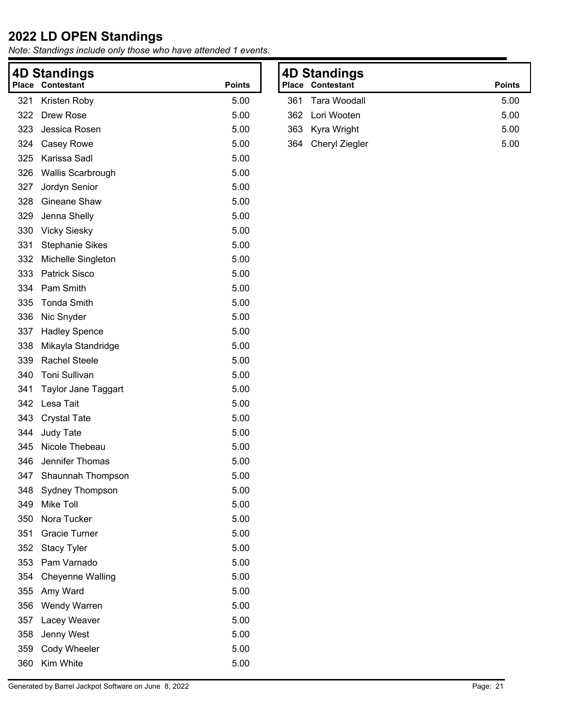# 2022 LD OPEN Standings

*Note: Standings include only those who have attended 1 events.*

## 4D Standings

| Place | Contestant | Points |
|---|---|---|
| 321 | Kristen Roby | 5.00 |
| 322 | Drew Rose | 5.00 |
| 323 | Jessica Rosen | 5.00 |
| 324 | Casey Rowe | 5.00 |
| 325 | Karissa Sadl | 5.00 |
| 326 | Wallis Scarbrough | 5.00 |
| 327 | Jordyn Senior | 5.00 |
| 328 | Gineane Shaw | 5.00 |
| 329 | Jenna Shelly | 5.00 |
| 330 | Vicky Siesky | 5.00 |
| 331 | Stephanie Sikes | 5.00 |
| 332 | Michelle Singleton | 5.00 |
| 333 | Patrick Sisco | 5.00 |
| 334 | Pam Smith | 5.00 |
| 335 | Tonda Smith | 5.00 |
| 336 | Nic Snyder | 5.00 |
| 337 | Hadley Spence | 5.00 |
| 338 | Mikayla Standridge | 5.00 |
| 339 | Rachel Steele | 5.00 |
| 340 | Toni Sullivan | 5.00 |
| 341 | Taylor Jane Taggart | 5.00 |
| 342 | Lesa Tait | 5.00 |
| 343 | Crystal Tate | 5.00 |
| 344 | Judy Tate | 5.00 |
| 345 | Nicole Thebeau | 5.00 |
| 346 | Jennifer Thomas | 5.00 |
| 347 | Shaunnah Thompson | 5.00 |
| 348 | Sydney Thompson | 5.00 |
| 349 | Mike Toll | 5.00 |
| 350 | Nora Tucker | 5.00 |
| 351 | Gracie Turner | 5.00 |
| 352 | Stacy Tyler | 5.00 |
| 353 | Pam Varnado | 5.00 |
| 354 | Cheyenne Walling | 5.00 |
| 355 | Amy Ward | 5.00 |
| 356 | Wendy Warren | 5.00 |
| 357 | Lacey Weaver | 5.00 |
| 358 | Jenny West | 5.00 |
| 359 | Cody Wheeler | 5.00 |
| 360 | Kim White | 5.00 |
| 361 | Tara Woodall | 5.00 |
| 362 | Lori Wooten | 5.00 |
| 363 | Kyra Wright | 5.00 |
| 364 | Cheryl Ziegler | 5.00 |

Generated by Barrel Jackpot Software on June 8, 2022